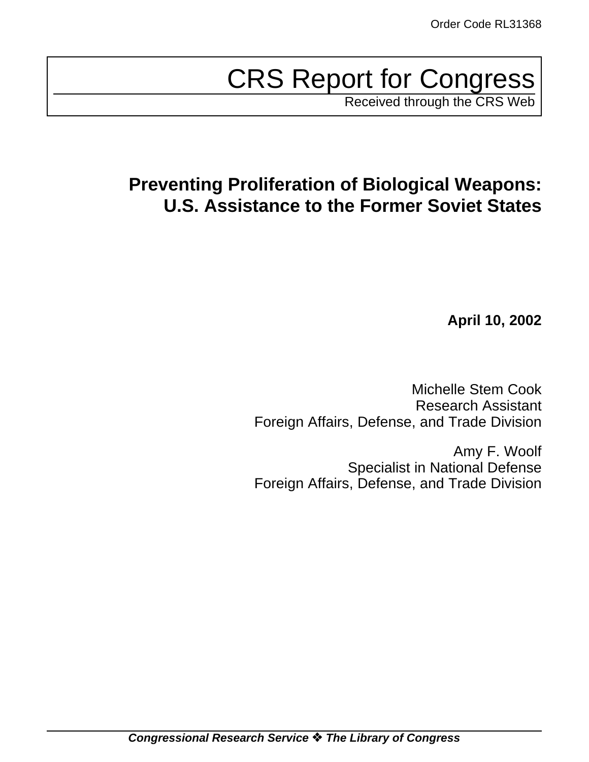Order Code RL31368

# CRS Report for Congress

Received through the CRS Web

## Preventing Proliferation of Biological Weapons: U.S. Assistance to the Former Soviet States

**April 10, 2002**

Michelle Stem Cook
Research Assistant
Foreign Affairs, Defense, and Trade Division

Amy F. Woolf
Specialist in National Defense
Foreign Affairs, Defense, and Trade Division

***Congressional Research Service ❖ The Library of Congress***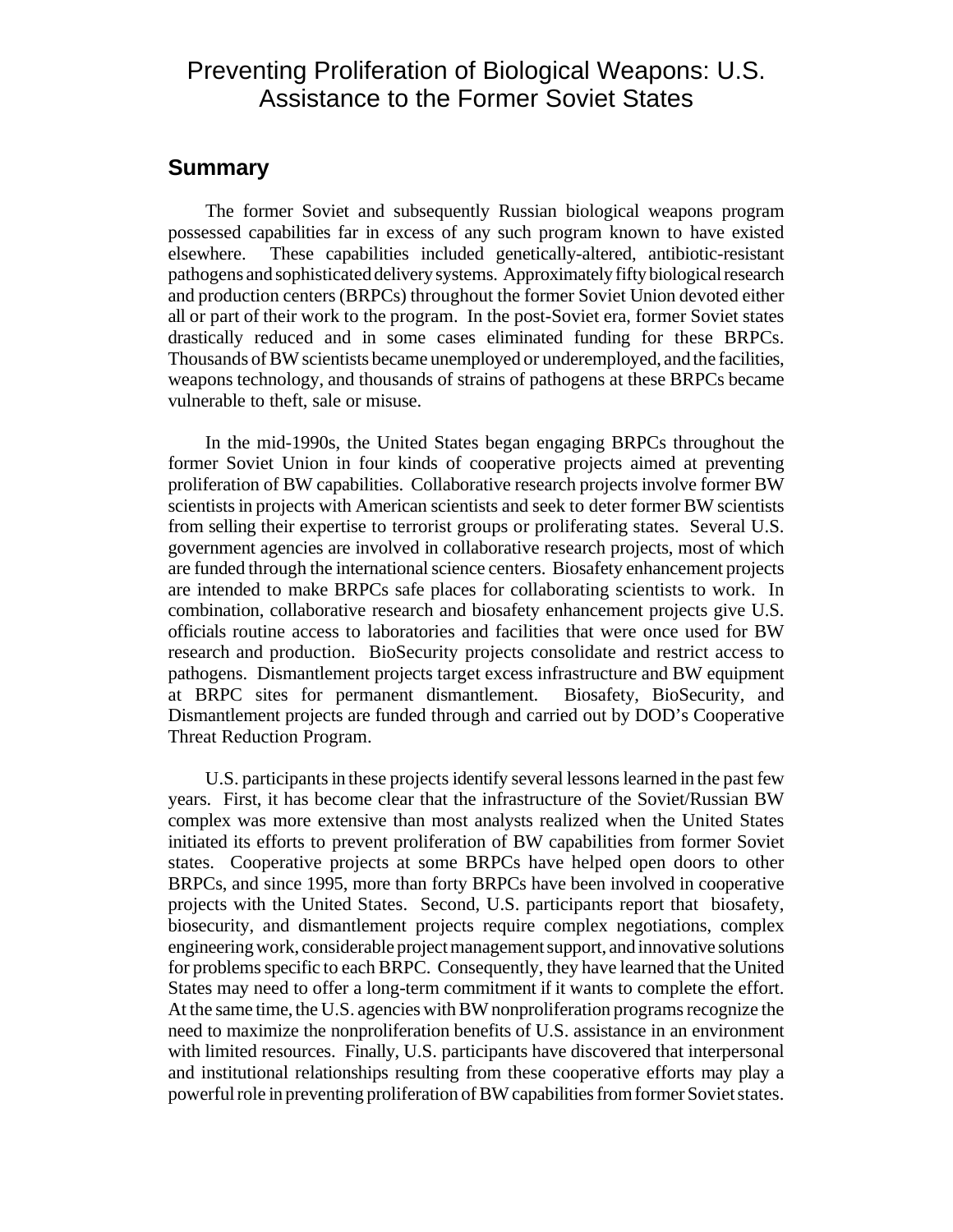# Preventing Proliferation of Biological Weapons: U.S. Assistance to the Former Soviet States

## Summary

The former Soviet and subsequently Russian biological weapons program possessed capabilities far in excess of any such program known to have existed elsewhere. These capabilities included genetically-altered, antibiotic-resistant pathogens and sophisticated delivery systems. Approximately fifty biological research and production centers (BRPCs) throughout the former Soviet Union devoted either all or part of their work to the program. In the post-Soviet era, former Soviet states drastically reduced and in some cases eliminated funding for these BRPCs. Thousands of BW scientists became unemployed or underemployed, and the facilities, weapons technology, and thousands of strains of pathogens at these BRPCs became vulnerable to theft, sale or misuse.

In the mid-1990s, the United States began engaging BRPCs throughout the former Soviet Union in four kinds of cooperative projects aimed at preventing proliferation of BW capabilities. Collaborative research projects involve former BW scientists in projects with American scientists and seek to deter former BW scientists from selling their expertise to terrorist groups or proliferating states. Several U.S. government agencies are involved in collaborative research projects, most of which are funded through the international science centers. Biosafety enhancement projects are intended to make BRPCs safe places for collaborating scientists to work. In combination, collaborative research and biosafety enhancement projects give U.S. officials routine access to laboratories and facilities that were once used for BW research and production. BioSecurity projects consolidate and restrict access to pathogens. Dismantlement projects target excess infrastructure and BW equipment at BRPC sites for permanent dismantlement. Biosafety, BioSecurity, and Dismantlement projects are funded through and carried out by DOD's Cooperative Threat Reduction Program.

U.S. participants in these projects identify several lessons learned in the past few years. First, it has become clear that the infrastructure of the Soviet/Russian BW complex was more extensive than most analysts realized when the United States initiated its efforts to prevent proliferation of BW capabilities from former Soviet states. Cooperative projects at some BRPCs have helped open doors to other BRPCs, and since 1995, more than forty BRPCs have been involved in cooperative projects with the United States. Second, U.S. participants report that biosafety, biosecurity, and dismantlement projects require complex negotiations, complex engineering work, considerable project management support, and innovative solutions for problems specific to each BRPC. Consequently, they have learned that the United States may need to offer a long-term commitment if it wants to complete the effort. At the same time, the U.S. agencies with BW nonproliferation programs recognize the need to maximize the nonproliferation benefits of U.S. assistance in an environment with limited resources. Finally, U.S. participants have discovered that interpersonal and institutional relationships resulting from these cooperative efforts may play a powerful role in preventing proliferation of BW capabilities from former Soviet states.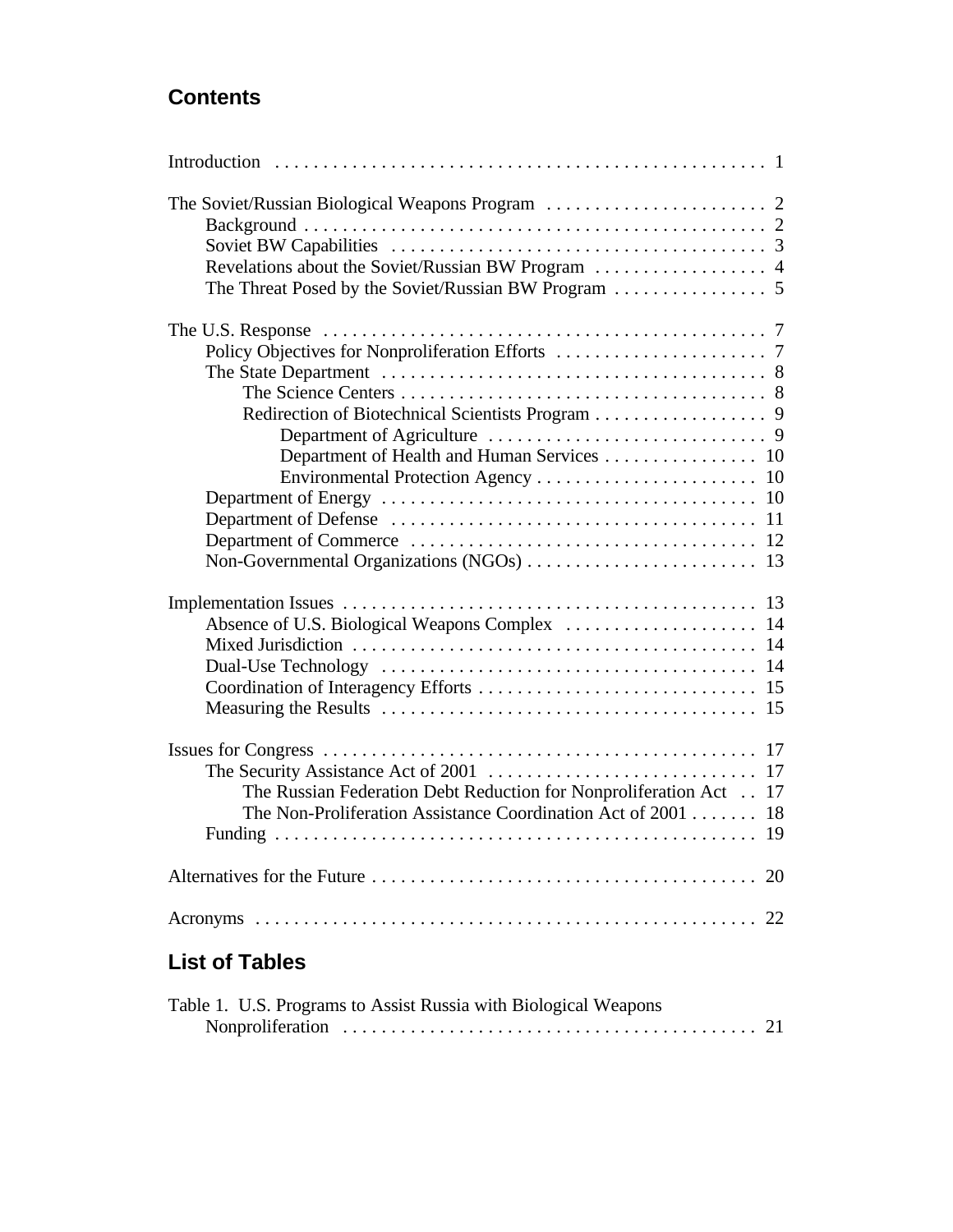## Contents

Introduction . . . . . . . . . . . . . . . . . . . . . . . . . . . . . . . . . . . . . . . . . . . . . . . . . 1

The Soviet/Russian Biological Weapons Program . . . . . . . . . . . . . . . . . . . . . . . 2
- Background . . . . . . . . . . . . . . . . . . . . . . . . . . . . . . . . . . . . . . . . . . . . . . . . 2
- Soviet BW Capabilities . . . . . . . . . . . . . . . . . . . . . . . . . . . . . . . . . . . . . . . 3
- Revelations about the Soviet/Russian BW Program . . . . . . . . . . . . . . . . . . 4
- The Threat Posed by the Soviet/Russian BW Program . . . . . . . . . . . . . . . . 5

The U.S. Response . . . . . . . . . . . . . . . . . . . . . . . . . . . . . . . . . . . . . . . . . . . . . . 7
- Policy Objectives for Nonproliferation Efforts . . . . . . . . . . . . . . . . . . . . . . 7
- The State Department . . . . . . . . . . . . . . . . . . . . . . . . . . . . . . . . . . . . . . . . 8
  - The Science Centers . . . . . . . . . . . . . . . . . . . . . . . . . . . . . . . . . . . . . 8
  - Redirection of Biotechnical Scientists Program . . . . . . . . . . . . . . . . . . 9
    - Department of Agriculture . . . . . . . . . . . . . . . . . . . . . . . . . . . . . 9
    - Department of Health and Human Services . . . . . . . . . . . . . . . . 10
    - Environmental Protection Agency . . . . . . . . . . . . . . . . . . . . . . . 10
- Department of Energy . . . . . . . . . . . . . . . . . . . . . . . . . . . . . . . . . . . . . . . 10
- Department of Defense . . . . . . . . . . . . . . . . . . . . . . . . . . . . . . . . . . . . . . 11
- Department of Commerce . . . . . . . . . . . . . . . . . . . . . . . . . . . . . . . . . . . . 12
- Non-Governmental Organizations (NGOs) . . . . . . . . . . . . . . . . . . . . . . . . 13

Implementation Issues . . . . . . . . . . . . . . . . . . . . . . . . . . . . . . . . . . . . . . . . . . . 13
- Absence of U.S. Biological Weapons Complex . . . . . . . . . . . . . . . . . . . . 14
- Mixed Jurisdiction . . . . . . . . . . . . . . . . . . . . . . . . . . . . . . . . . . . . . . . . . . 14
- Dual-Use Technology . . . . . . . . . . . . . . . . . . . . . . . . . . . . . . . . . . . . . . . 14
- Coordination of Interagency Efforts . . . . . . . . . . . . . . . . . . . . . . . . . . . . . 15
- Measuring the Results . . . . . . . . . . . . . . . . . . . . . . . . . . . . . . . . . . . . . . . 15

Issues for Congress . . . . . . . . . . . . . . . . . . . . . . . . . . . . . . . . . . . . . . . . . . . . . 17
- The Security Assistance Act of 2001 . . . . . . . . . . . . . . . . . . . . . . . . . . . . 17
  - The Russian Federation Debt Reduction for Nonproliferation Act . . 17
  - The Non-Proliferation Assistance Coordination Act of 2001 . . . . . . . 18
- Funding . . . . . . . . . . . . . . . . . . . . . . . . . . . . . . . . . . . . . . . . . . . . . . . . . . 19

Alternatives for the Future . . . . . . . . . . . . . . . . . . . . . . . . . . . . . . . . . . . . . . . . 20

Acronyms . . . . . . . . . . . . . . . . . . . . . . . . . . . . . . . . . . . . . . . . . . . . . . . . . . . . 22

## List of Tables

Table 1. U.S. Programs to Assist Russia with Biological Weapons Nonproliferation . . . . . . . . . . . . . . . . . . . . . . . . . . . . . . . . . . . . . . . . . . . 21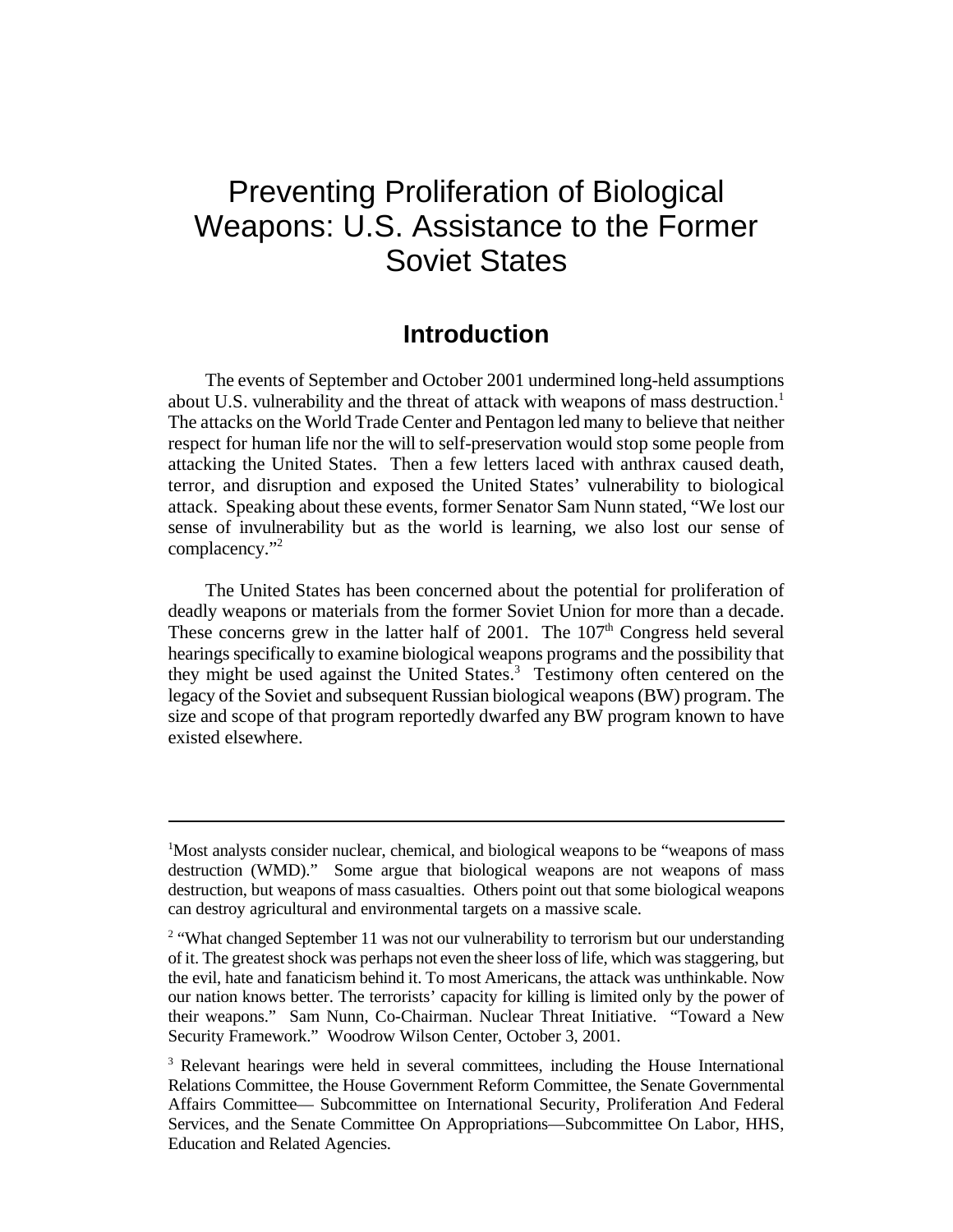# Preventing Proliferation of Biological Weapons: U.S. Assistance to the Former Soviet States

## Introduction

The events of September and October 2001 undermined long-held assumptions about U.S. vulnerability and the threat of attack with weapons of mass destruction.[1] The attacks on the World Trade Center and Pentagon led many to believe that neither respect for human life nor the will to self-preservation would stop some people from attacking the United States. Then a few letters laced with anthrax caused death, terror, and disruption and exposed the United States' vulnerability to biological attack. Speaking about these events, former Senator Sam Nunn stated, "We lost our sense of invulnerability but as the world is learning, we also lost our sense of complacency."[2]

The United States has been concerned about the potential for proliferation of deadly weapons or materials from the former Soviet Union for more than a decade. These concerns grew in the latter half of 2001. The 107th Congress held several hearings specifically to examine biological weapons programs and the possibility that they might be used against the United States.[3] Testimony often centered on the legacy of the Soviet and subsequent Russian biological weapons (BW) program. The size and scope of that program reportedly dwarfed any BW program known to have existed elsewhere.

---

[1] Most analysts consider nuclear, chemical, and biological weapons to be "weapons of mass destruction (WMD)." Some argue that biological weapons are not weapons of mass destruction, but weapons of mass casualties. Others point out that some biological weapons can destroy agricultural and environmental targets on a massive scale.

[2] "What changed September 11 was not our vulnerability to terrorism but our understanding of it. The greatest shock was perhaps not even the sheer loss of life, which was staggering, but the evil, hate and fanaticism behind it. To most Americans, the attack was unthinkable. Now our nation knows better. The terrorists' capacity for killing is limited only by the power of their weapons." Sam Nunn, Co-Chairman. Nuclear Threat Initiative. "Toward a New Security Framework." Woodrow Wilson Center, October 3, 2001.

[3] Relevant hearings were held in several committees, including the House International Relations Committee, the House Government Reform Committee, the Senate Governmental Affairs Committee— Subcommittee on International Security, Proliferation And Federal Services, and the Senate Committee On Appropriations—Subcommittee On Labor, HHS, Education and Related Agencies.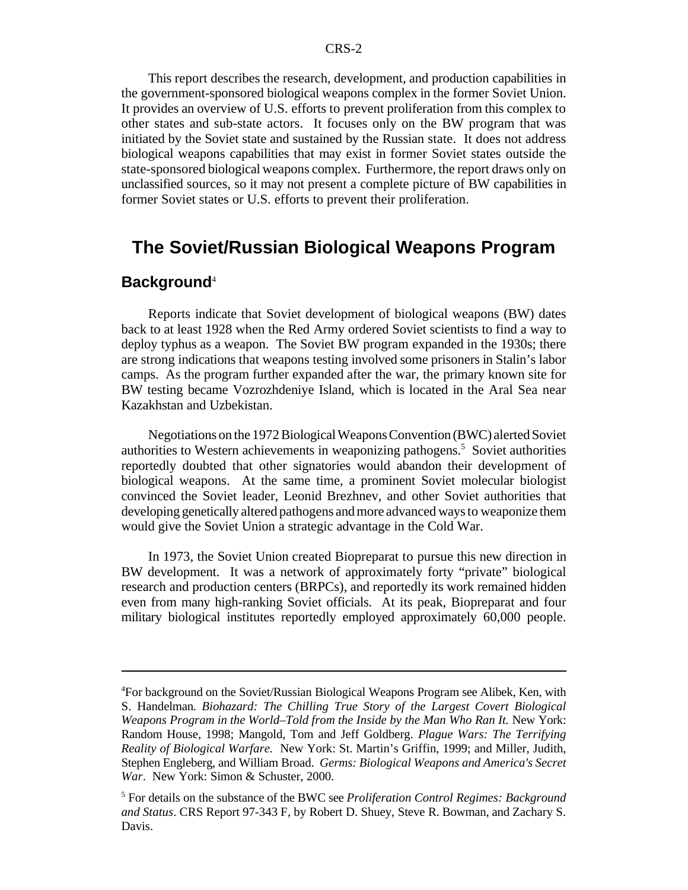This report describes the research, development, and production capabilities in the government-sponsored biological weapons complex in the former Soviet Union. It provides an overview of U.S. efforts to prevent proliferation from this complex to other states and sub-state actors. It focuses only on the BW program that was initiated by the Soviet state and sustained by the Russian state. It does not address biological weapons capabilities that may exist in former Soviet states outside the state-sponsored biological weapons complex. Furthermore, the report draws only on unclassified sources, so it may not present a complete picture of BW capabilities in former Soviet states or U.S. efforts to prevent their proliferation.

## The Soviet/Russian Biological Weapons Program

### Background[4]

Reports indicate that Soviet development of biological weapons (BW) dates back to at least 1928 when the Red Army ordered Soviet scientists to find a way to deploy typhus as a weapon. The Soviet BW program expanded in the 1930s; there are strong indications that weapons testing involved some prisoners in Stalin's labor camps. As the program further expanded after the war, the primary known site for BW testing became Vozrozhdeniye Island, which is located in the Aral Sea near Kazakhstan and Uzbekistan.

Negotiations on the 1972 Biological Weapons Convention (BWC) alerted Soviet authorities to Western achievements in weaponizing pathogens.[5] Soviet authorities reportedly doubted that other signatories would abandon their development of biological weapons. At the same time, a prominent Soviet molecular biologist convinced the Soviet leader, Leonid Brezhnev, and other Soviet authorities that developing genetically altered pathogens and more advanced ways to weaponize them would give the Soviet Union a strategic advantage in the Cold War.

In 1973, the Soviet Union created Biopreparat to pursue this new direction in BW development. It was a network of approximately forty "private" biological research and production centers (BRPCs), and reportedly its work remained hidden even from many high-ranking Soviet officials. At its peak, Biopreparat and four military biological institutes reportedly employed approximately 60,000 people.

---

[4]For background on the Soviet/Russian Biological Weapons Program see Alibek, Ken, with S. Handelman. *Biohazard: The Chilling True Story of the Largest Covert Biological Weapons Program in the World–Told from the Inside by the Man Who Ran It.* New York: Random House, 1998; Mangold, Tom and Jeff Goldberg. *Plague Wars: The Terrifying Reality of Biological Warfare.* New York: St. Martin's Griffin, 1999; and Miller, Judith, Stephen Engleberg, and William Broad. *Germs: Biological Weapons and America's Secret War*. New York: Simon & Schuster, 2000.

[5] For details on the substance of the BWC see *Proliferation Control Regimes: Background and Status*. CRS Report 97-343 F, by Robert D. Shuey, Steve R. Bowman, and Zachary S. Davis.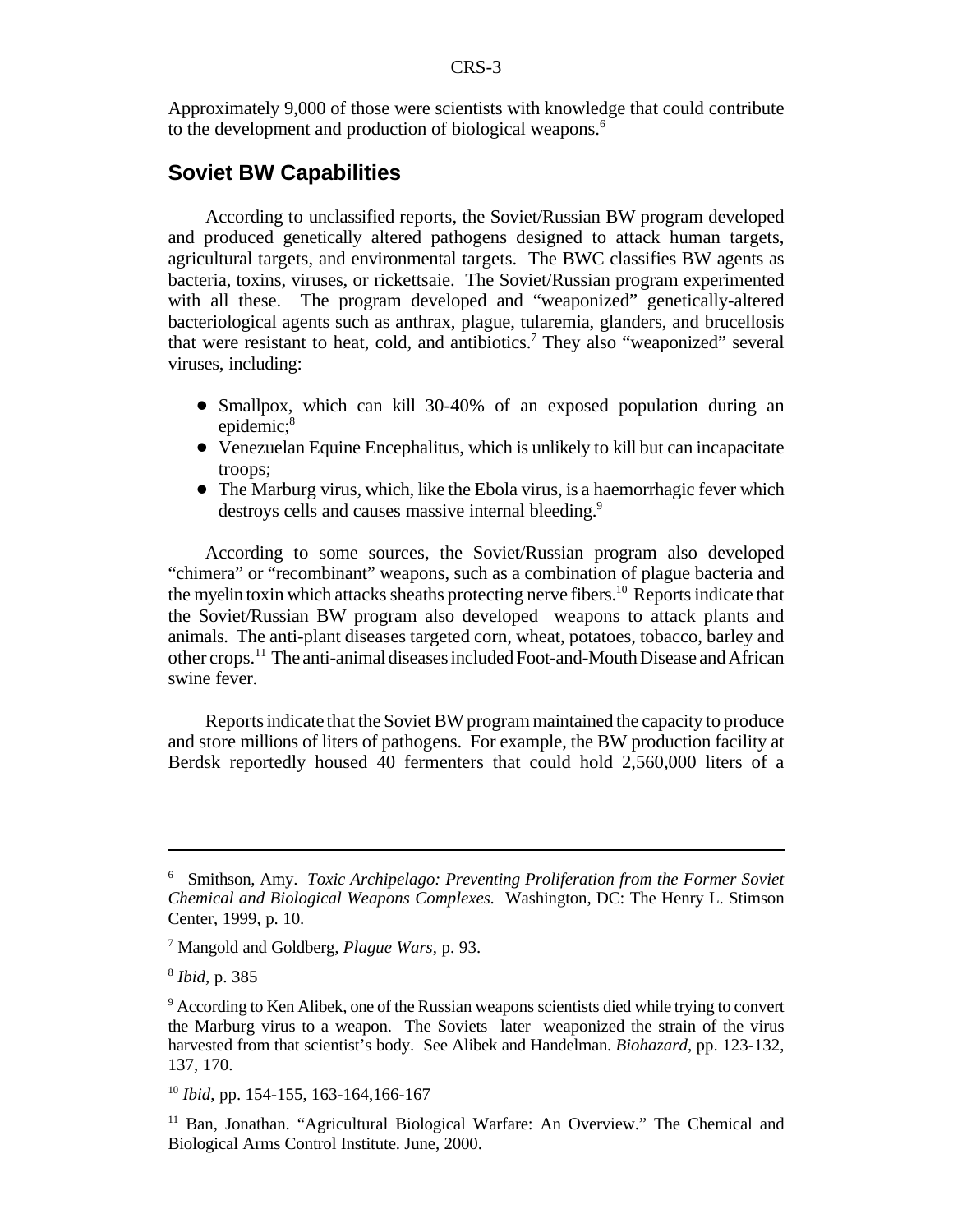Approximately 9,000 of those were scientists with knowledge that could contribute to the development and production of biological weapons.[6]

## Soviet BW Capabilities

According to unclassified reports, the Soviet/Russian BW program developed and produced genetically altered pathogens designed to attack human targets, agricultural targets, and environmental targets. The BWC classifies BW agents as bacteria, toxins, viruses, or rickettsaie. The Soviet/Russian program experimented with all these. The program developed and "weaponized" genetically-altered bacteriological agents such as anthrax, plague, tularemia, glanders, and brucellosis that were resistant to heat, cold, and antibiotics.[7] They also "weaponized" several viruses, including:

- Smallpox, which can kill 30-40% of an exposed population during an epidemic;[8]
- Venezuelan Equine Encephalitus, which is unlikely to kill but can incapacitate troops;
- The Marburg virus, which, like the Ebola virus, is a haemorrhagic fever which destroys cells and causes massive internal bleeding.[9]

According to some sources, the Soviet/Russian program also developed "chimera" or "recombinant" weapons, such as a combination of plague bacteria and the myelin toxin which attacks sheaths protecting nerve fibers.[10] Reports indicate that the Soviet/Russian BW program also developed weapons to attack plants and animals. The anti-plant diseases targeted corn, wheat, potatoes, tobacco, barley and other crops.[11] The anti-animal diseases included Foot-and-Mouth Disease and African swine fever.

Reports indicate that the Soviet BW program maintained the capacity to produce and store millions of liters of pathogens. For example, the BW production facility at Berdsk reportedly housed 40 fermenters that could hold 2,560,000 liters of a

---

[6] Smithson, Amy. *Toxic Archipelago: Preventing Proliferation from the Former Soviet Chemical and Biological Weapons Complexes.* Washington, DC: The Henry L. Stimson Center, 1999, p. 10.

[7] Mangold and Goldberg, *Plague Wars*, p. 93.

[8] *Ibid*, p. 385

[9] According to Ken Alibek, one of the Russian weapons scientists died while trying to convert the Marburg virus to a weapon. The Soviets later weaponized the strain of the virus harvested from that scientist's body. See Alibek and Handelman. *Biohazard*, pp. 123-132, 137, 170.

[10] *Ibid*, pp. 154-155, 163-164,166-167

[11] Ban, Jonathan. "Agricultural Biological Warfare: An Overview." The Chemical and Biological Arms Control Institute. June, 2000.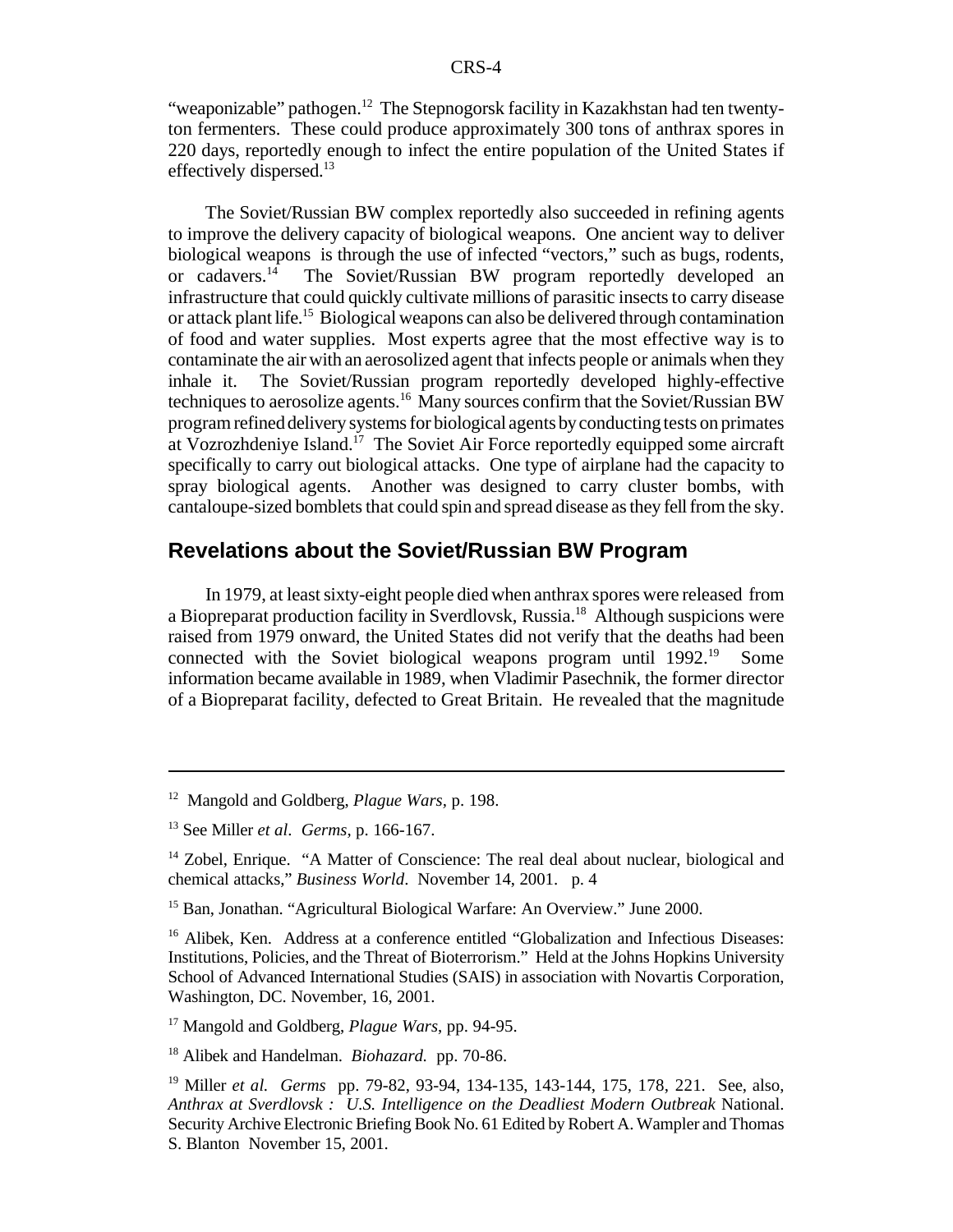"weaponizable" pathogen.[12] The Stepnogorsk facility in Kazakhstan had ten twenty-ton fermenters. These could produce approximately 300 tons of anthrax spores in 220 days, reportedly enough to infect the entire population of the United States if effectively dispersed.[13]

The Soviet/Russian BW complex reportedly also succeeded in refining agents to improve the delivery capacity of biological weapons. One ancient way to deliver biological weapons is through the use of infected "vectors," such as bugs, rodents, or cadavers.[14] The Soviet/Russian BW program reportedly developed an infrastructure that could quickly cultivate millions of parasitic insects to carry disease or attack plant life.[15] Biological weapons can also be delivered through contamination of food and water supplies. Most experts agree that the most effective way is to contaminate the air with an aerosolized agent that infects people or animals when they inhale it. The Soviet/Russian program reportedly developed highly-effective techniques to aerosolize agents.[16] Many sources confirm that the Soviet/Russian BW program refined delivery systems for biological agents by conducting tests on primates at Vozrozhdeniye Island.[17] The Soviet Air Force reportedly equipped some aircraft specifically to carry out biological attacks. One type of airplane had the capacity to spray biological agents. Another was designed to carry cluster bombs, with cantaloupe-sized bomblets that could spin and spread disease as they fell from the sky.

## Revelations about the Soviet/Russian BW Program

In 1979, at least sixty-eight people died when anthrax spores were released from a Biopreparat production facility in Sverdlovsk, Russia.[18] Although suspicions were raised from 1979 onward, the United States did not verify that the deaths had been connected with the Soviet biological weapons program until 1992.[19] Some information became available in 1989, when Vladimir Pasechnik, the former director of a Biopreparat facility, defected to Great Britain. He revealed that the magnitude

---

[12] Mangold and Goldberg, *Plague Wars*, p. 198.

[13] See Miller *et al*. *Germs*, p. 166-167.

[14] Zobel, Enrique. "A Matter of Conscience: The real deal about nuclear, biological and chemical attacks," *Business World*. November 14, 2001. p. 4

[15] Ban, Jonathan. "Agricultural Biological Warfare: An Overview." June 2000.

[16] Alibek, Ken. Address at a conference entitled "Globalization and Infectious Diseases: Institutions, Policies, and the Threat of Bioterrorism." Held at the Johns Hopkins University School of Advanced International Studies (SAIS) in association with Novartis Corporation, Washington, DC. November, 16, 2001.

[17] Mangold and Goldberg, *Plague Wars*, pp. 94-95.

[18] Alibek and Handelman. *Biohazard.* pp. 70-86.

[19] Miller *et al. Germs* pp. 79-82, 93-94, 134-135, 143-144, 175, 178, 221. See, also, *Anthrax at Sverdlovsk : U.S. Intelligence on the Deadliest Modern Outbreak* National. Security Archive Electronic Briefing Book No. 61 Edited by Robert A. Wampler and Thomas S. Blanton November 15, 2001.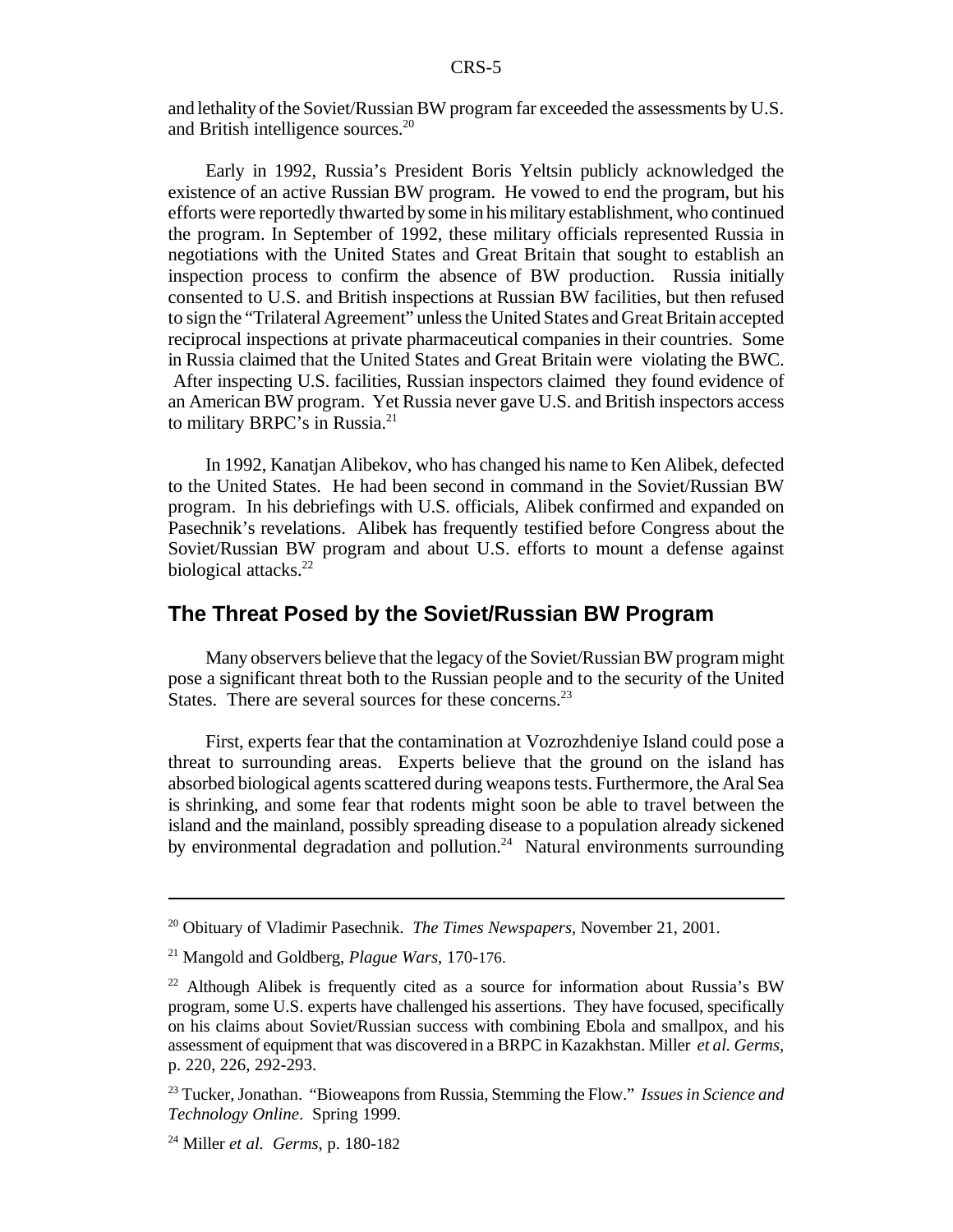and lethality of the Soviet/Russian BW program far exceeded the assessments by U.S. and British intelligence sources.[20]

Early in 1992, Russia's President Boris Yeltsin publicly acknowledged the existence of an active Russian BW program. He vowed to end the program, but his efforts were reportedly thwarted by some in his military establishment, who continued the program. In September of 1992, these military officials represented Russia in negotiations with the United States and Great Britain that sought to establish an inspection process to confirm the absence of BW production. Russia initially consented to U.S. and British inspections at Russian BW facilities, but then refused to sign the "Trilateral Agreement" unless the United States and Great Britain accepted reciprocal inspections at private pharmaceutical companies in their countries. Some in Russia claimed that the United States and Great Britain were violating the BWC. After inspecting U.S. facilities, Russian inspectors claimed they found evidence of an American BW program. Yet Russia never gave U.S. and British inspectors access to military BRPC's in Russia.[21]

In 1992, Kanatjan Alibekov, who has changed his name to Ken Alibek, defected to the United States. He had been second in command in the Soviet/Russian BW program. In his debriefings with U.S. officials, Alibek confirmed and expanded on Pasechnik's revelations. Alibek has frequently testified before Congress about the Soviet/Russian BW program and about U.S. efforts to mount a defense against biological attacks.[22]

## The Threat Posed by the Soviet/Russian BW Program

Many observers believe that the legacy of the Soviet/Russian BW program might pose a significant threat both to the Russian people and to the security of the United States. There are several sources for these concerns.[23]

First, experts fear that the contamination at Vozrozhdeniye Island could pose a threat to surrounding areas. Experts believe that the ground on the island has absorbed biological agents scattered during weapons tests. Furthermore, the Aral Sea is shrinking, and some fear that rodents might soon be able to travel between the island and the mainland, possibly spreading disease to a population already sickened by environmental degradation and pollution.[24] Natural environments surrounding

---

[20] Obituary of Vladimir Pasechnik. *The Times Newspapers*, November 21, 2001.

[21] Mangold and Goldberg, *Plague Wars*, 170-176.

[22] Although Alibek is frequently cited as a source for information about Russia's BW program, some U.S. experts have challenged his assertions. They have focused, specifically on his claims about Soviet/Russian success with combining Ebola and smallpox, and his assessment of equipment that was discovered in a BRPC in Kazakhstan. Miller *et al. Germs*, p. 220, 226, 292-293.

[23] Tucker, Jonathan. "Bioweapons from Russia, Stemming the Flow." *Issues in Science and Technology Online*. Spring 1999.

[24] Miller *et al. Germs*, p. 180-182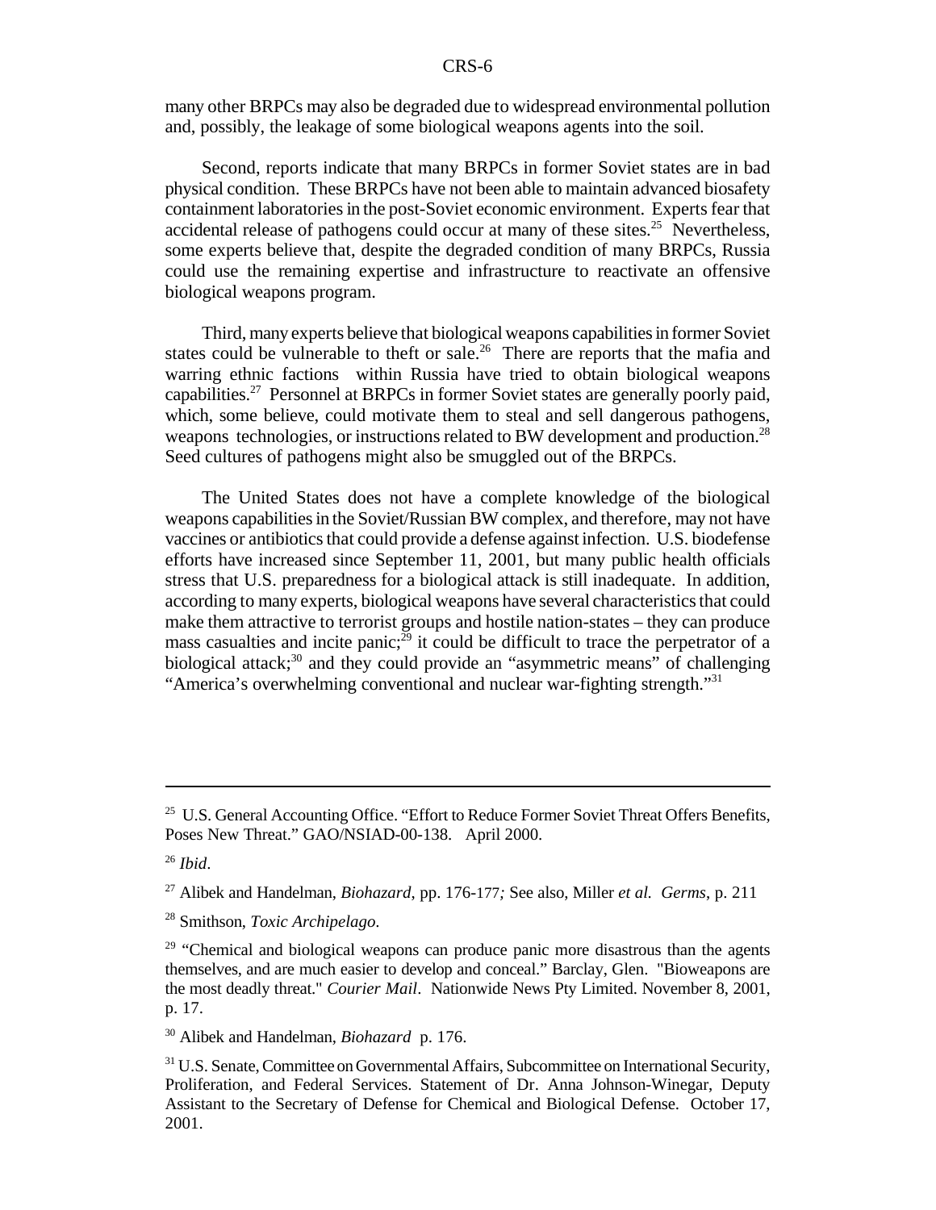many other BRPCs may also be degraded due to widespread environmental pollution and, possibly, the leakage of some biological weapons agents into the soil.

Second, reports indicate that many BRPCs in former Soviet states are in bad physical condition. These BRPCs have not been able to maintain advanced biosafety containment laboratories in the post-Soviet economic environment. Experts fear that accidental release of pathogens could occur at many of these sites.[25] Nevertheless, some experts believe that, despite the degraded condition of many BRPCs, Russia could use the remaining expertise and infrastructure to reactivate an offensive biological weapons program.

Third, many experts believe that biological weapons capabilities in former Soviet states could be vulnerable to theft or sale.[26] There are reports that the mafia and warring ethnic factions within Russia have tried to obtain biological weapons capabilities.[27] Personnel at BRPCs in former Soviet states are generally poorly paid, which, some believe, could motivate them to steal and sell dangerous pathogens, weapons technologies, or instructions related to BW development and production.[28] Seed cultures of pathogens might also be smuggled out of the BRPCs.

The United States does not have a complete knowledge of the biological weapons capabilities in the Soviet/Russian BW complex, and therefore, may not have vaccines or antibiotics that could provide a defense against infection. U.S. biodefense efforts have increased since September 11, 2001, but many public health officials stress that U.S. preparedness for a biological attack is still inadequate. In addition, according to many experts, biological weapons have several characteristics that could make them attractive to terrorist groups and hostile nation-states – they can produce mass casualties and incite panic;[29] it could be difficult to trace the perpetrator of a biological attack;[30] and they could provide an "asymmetric means" of challenging "America's overwhelming conventional and nuclear war-fighting strength."[31]

---

[25] U.S. General Accounting Office. "Effort to Reduce Former Soviet Threat Offers Benefits, Poses New Threat." GAO/NSIAD-00-138. April 2000.

[26] *Ibid*.

[27] Alibek and Handelman, *Biohazard*, pp. 176-177*;* See also, Miller *et al. Germs*, p. 211

[28] Smithson, *Toxic Archipelago*.

[29] "Chemical and biological weapons can produce panic more disastrous than the agents themselves, and are much easier to develop and conceal." Barclay, Glen. "Bioweapons are the most deadly threat." *Courier Mail*. Nationwide News Pty Limited. November 8, 2001, p. 17.

[30] Alibek and Handelman, *Biohazard* p. 176.

[31] U.S. Senate, Committee on Governmental Affairs, Subcommittee on International Security, Proliferation, and Federal Services. Statement of Dr. Anna Johnson-Winegar, Deputy Assistant to the Secretary of Defense for Chemical and Biological Defense. October 17, 2001.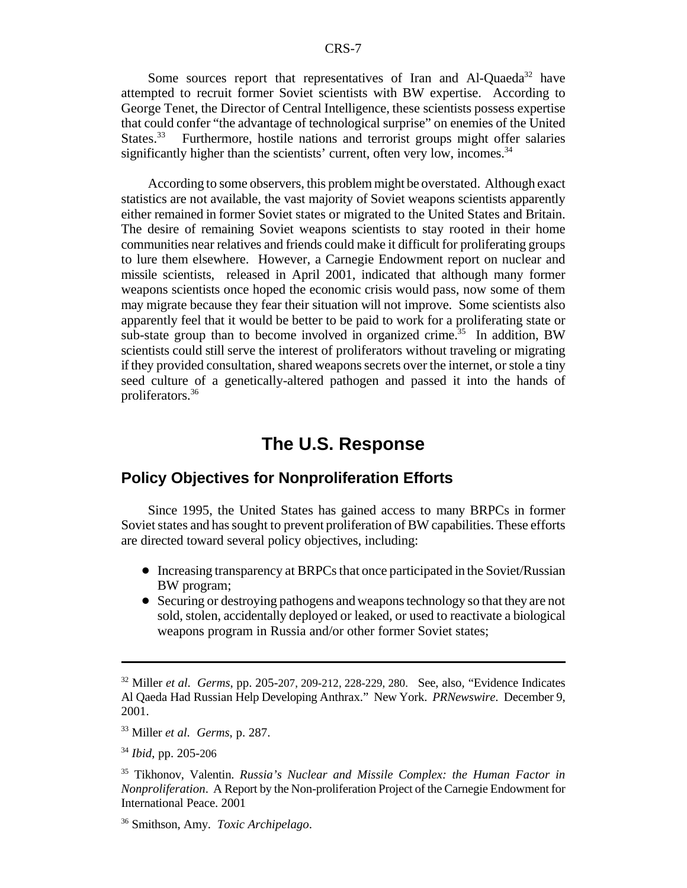Some sources report that representatives of Iran and Al-Quaeda[32] have attempted to recruit former Soviet scientists with BW expertise. According to George Tenet, the Director of Central Intelligence, these scientists possess expertise that could confer "the advantage of technological surprise" on enemies of the United States.[33] Furthermore, hostile nations and terrorist groups might offer salaries significantly higher than the scientists' current, often very low, incomes.[34]

According to some observers, this problem might be overstated. Although exact statistics are not available, the vast majority of Soviet weapons scientists apparently either remained in former Soviet states or migrated to the United States and Britain. The desire of remaining Soviet weapons scientists to stay rooted in their home communities near relatives and friends could make it difficult for proliferating groups to lure them elsewhere. However, a Carnegie Endowment report on nuclear and missile scientists, released in April 2001, indicated that although many former weapons scientists once hoped the economic crisis would pass, now some of them may migrate because they fear their situation will not improve. Some scientists also apparently feel that it would be better to be paid to work for a proliferating state or sub-state group than to become involved in organized crime.[35] In addition, BW scientists could still serve the interest of proliferators without traveling or migrating if they provided consultation, shared weapons secrets over the internet, or stole a tiny seed culture of a genetically-altered pathogen and passed it into the hands of proliferators.[36]

# The U.S. Response

## Policy Objectives for Nonproliferation Efforts

Since 1995, the United States has gained access to many BRPCs in former Soviet states and has sought to prevent proliferation of BW capabilities. These efforts are directed toward several policy objectives, including:

- Increasing transparency at BRPCs that once participated in the Soviet/Russian BW program;
- Securing or destroying pathogens and weapons technology so that they are not sold, stolen, accidentally deployed or leaked, or used to reactivate a biological weapons program in Russia and/or other former Soviet states;

---

[32] Miller *et al. Germs*, pp. 205-207, 209-212, 228-229, 280. See, also, "Evidence Indicates Al Qaeda Had Russian Help Developing Anthrax." New York. *PRNewswire*. December 9, 2001.

[33] Miller *et al. Germs*, p. 287.

[34] *Ibid*, pp. 205-206

[35] Tikhonov, Valentin. *Russia's Nuclear and Missile Complex: the Human Factor in Nonproliferation*. A Report by the Non-proliferation Project of the Carnegie Endowment for International Peace. 2001

[36] Smithson, Amy. *Toxic Archipelago*.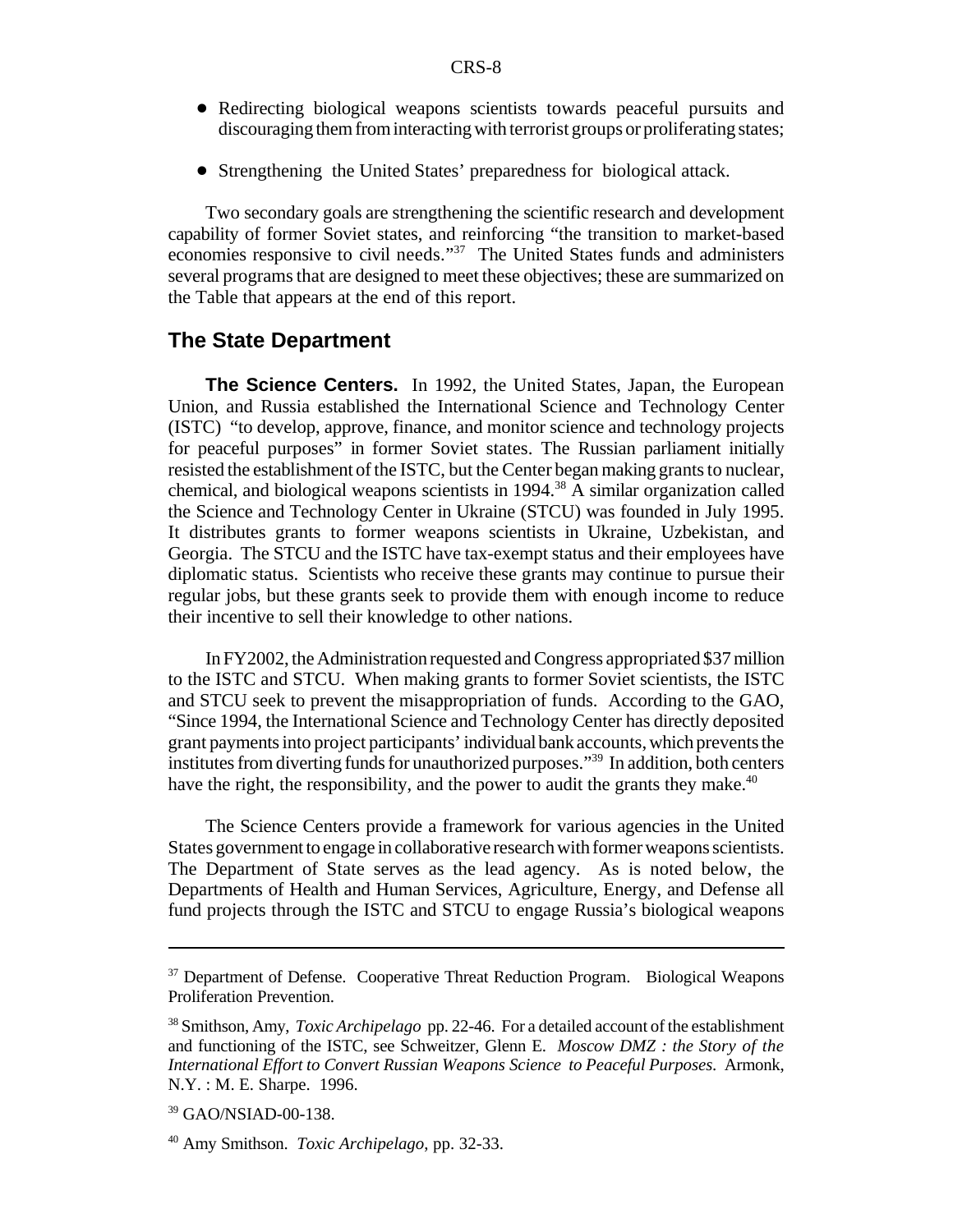- Redirecting biological weapons scientists towards peaceful pursuits and discouraging them from interacting with terrorist groups or proliferating states;

- Strengthening the United States' preparedness for biological attack.

Two secondary goals are strengthening the scientific research and development capability of former Soviet states, and reinforcing "the transition to market-based economies responsive to civil needs."[37] The United States funds and administers several programs that are designed to meet these objectives; these are summarized on the Table that appears at the end of this report.

## The State Department

**The Science Centers.** In 1992, the United States, Japan, the European Union, and Russia established the International Science and Technology Center (ISTC) "to develop, approve, finance, and monitor science and technology projects for peaceful purposes" in former Soviet states. The Russian parliament initially resisted the establishment of the ISTC, but the Center began making grants to nuclear, chemical, and biological weapons scientists in 1994.[38] A similar organization called the Science and Technology Center in Ukraine (STCU) was founded in July 1995. It distributes grants to former weapons scientists in Ukraine, Uzbekistan, and Georgia. The STCU and the ISTC have tax-exempt status and their employees have diplomatic status. Scientists who receive these grants may continue to pursue their regular jobs, but these grants seek to provide them with enough income to reduce their incentive to sell their knowledge to other nations.

In FY2002, the Administration requested and Congress appropriated $37 million to the ISTC and STCU. When making grants to former Soviet scientists, the ISTC and STCU seek to prevent the misappropriation of funds. According to the GAO, "Since 1994, the International Science and Technology Center has directly deposited grant payments into project participants' individual bank accounts, which prevents the institutes from diverting funds for unauthorized purposes."[39] In addition, both centers have the right, the responsibility, and the power to audit the grants they make.[40]

The Science Centers provide a framework for various agencies in the United States government to engage in collaborative research with former weapons scientists. The Department of State serves as the lead agency. As is noted below, the Departments of Health and Human Services, Agriculture, Energy, and Defense all fund projects through the ISTC and STCU to engage Russia's biological weapons

---

[37] Department of Defense. Cooperative Threat Reduction Program. Biological Weapons Proliferation Prevention.

[38] Smithson, Amy, *Toxic Archipelago* pp. 22-46. For a detailed account of the establishment and functioning of the ISTC, see Schweitzer, Glenn E. *Moscow DMZ : the Story of the International Effort to Convert Russian Weapons Science to Peaceful Purposes.* Armonk, N.Y. : M. E. Sharpe. 1996.

[39] GAO/NSIAD-00-138.

[40] Amy Smithson. *Toxic Archipelago*, pp. 32-33.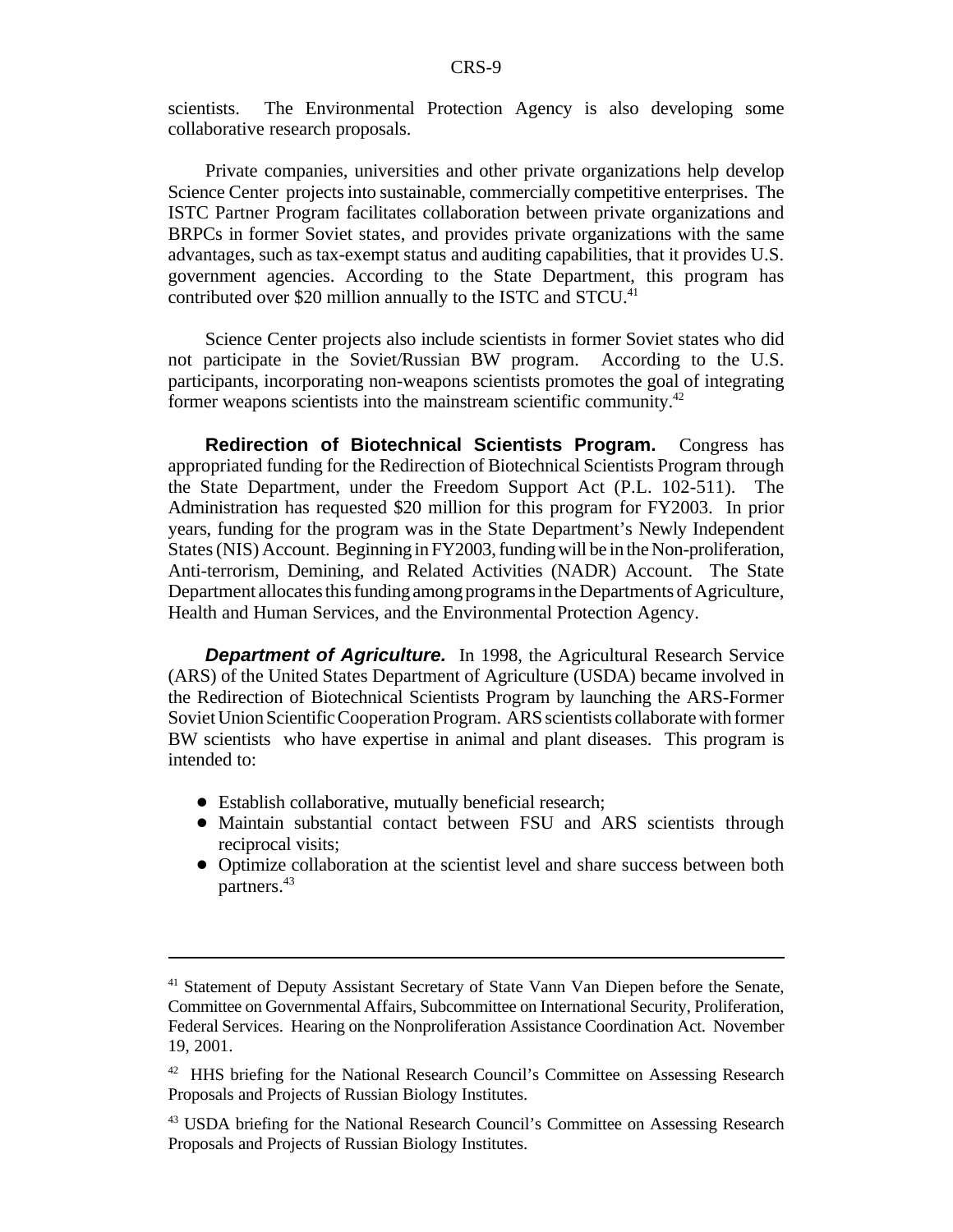scientists. The Environmental Protection Agency is also developing some collaborative research proposals.

Private companies, universities and other private organizations help develop Science Center projects into sustainable, commercially competitive enterprises. The ISTC Partner Program facilitates collaboration between private organizations and BRPCs in former Soviet states, and provides private organizations with the same advantages, such as tax-exempt status and auditing capabilities, that it provides U.S. government agencies. According to the State Department, this program has contributed over $20 million annually to the ISTC and STCU.[41]

Science Center projects also include scientists in former Soviet states who did not participate in the Soviet/Russian BW program. According to the U.S. participants, incorporating non-weapons scientists promotes the goal of integrating former weapons scientists into the mainstream scientific community.[42]

**Redirection of Biotechnical Scientists Program.** Congress has appropriated funding for the Redirection of Biotechnical Scientists Program through the State Department, under the Freedom Support Act (P.L. 102-511). The Administration has requested $20 million for this program for FY2003. In prior years, funding for the program was in the State Department's Newly Independent States (NIS) Account. Beginning in FY2003, funding will be in the Non-proliferation, Anti-terrorism, Demining, and Related Activities (NADR) Account. The State Department allocates this funding among programs in the Departments of Agriculture, Health and Human Services, and the Environmental Protection Agency.

***Department of Agriculture.*** In 1998, the Agricultural Research Service (ARS) of the United States Department of Agriculture (USDA) became involved in the Redirection of Biotechnical Scientists Program by launching the ARS-Former Soviet Union Scientific Cooperation Program. ARS scientists collaborate with former BW scientists who have expertise in animal and plant diseases. This program is intended to:

- Establish collaborative, mutually beneficial research;
- Maintain substantial contact between FSU and ARS scientists through reciprocal visits;
- Optimize collaboration at the scientist level and share success between both partners.[43]

---

[41] Statement of Deputy Assistant Secretary of State Vann Van Diepen before the Senate, Committee on Governmental Affairs, Subcommittee on International Security, Proliferation, Federal Services. Hearing on the Nonproliferation Assistance Coordination Act. November 19, 2001.

[42] HHS briefing for the National Research Council's Committee on Assessing Research Proposals and Projects of Russian Biology Institutes.

[43] USDA briefing for the National Research Council's Committee on Assessing Research Proposals and Projects of Russian Biology Institutes.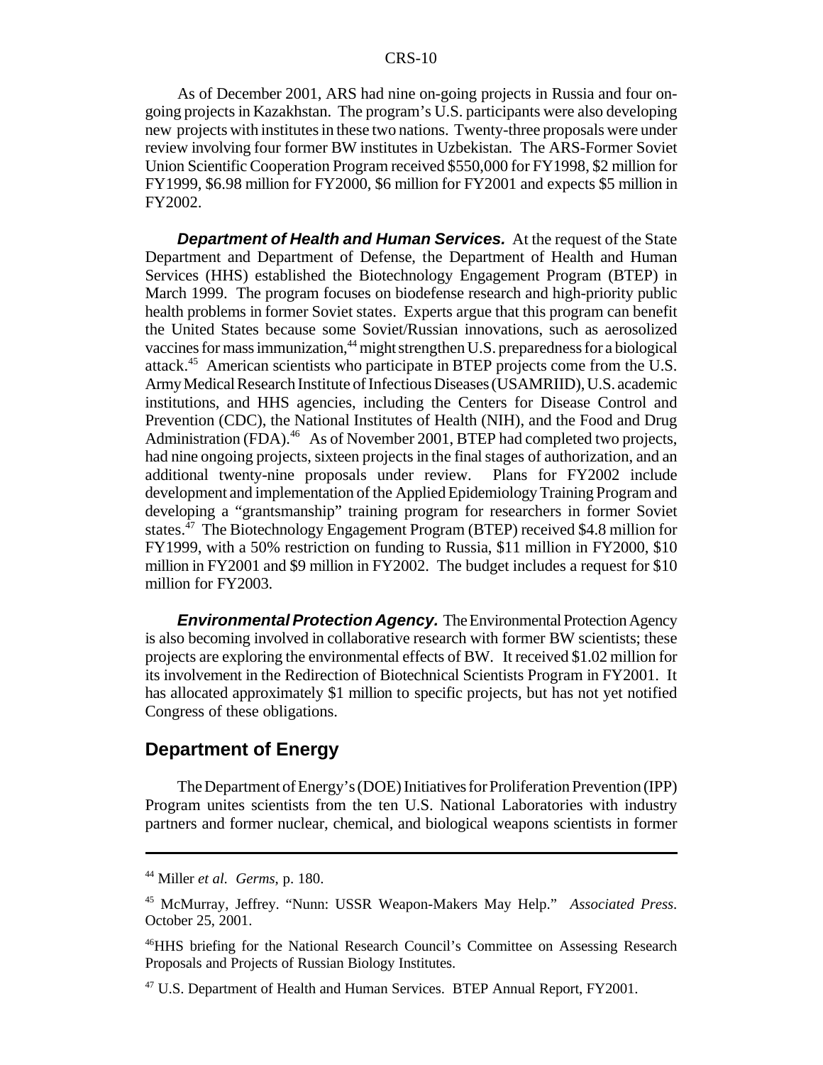As of December 2001, ARS had nine on-going projects in Russia and four on-going projects in Kazakhstan. The program's U.S. participants were also developing new projects with institutes in these two nations. Twenty-three proposals were under review involving four former BW institutes in Uzbekistan. The ARS-Former Soviet Union Scientific Cooperation Program received $550,000 for FY1998, $2 million for FY1999, $6.98 million for FY2000, $6 million for FY2001 and expects $5 million in FY2002.

***Department of Health and Human Services.*** At the request of the State Department and Department of Defense, the Department of Health and Human Services (HHS) established the Biotechnology Engagement Program (BTEP) in March 1999. The program focuses on biodefense research and high-priority public health problems in former Soviet states. Experts argue that this program can benefit the United States because some Soviet/Russian innovations, such as aerosolized vaccines for mass immunization,[44] might strengthen U.S. preparedness for a biological attack.[45] American scientists who participate in BTEP projects come from the U.S. Army Medical Research Institute of Infectious Diseases (USAMRIID), U.S. academic institutions, and HHS agencies, including the Centers for Disease Control and Prevention (CDC), the National Institutes of Health (NIH), and the Food and Drug Administration (FDA).[46] As of November 2001, BTEP had completed two projects, had nine ongoing projects, sixteen projects in the final stages of authorization, and an additional twenty-nine proposals under review. Plans for FY2002 include development and implementation of the Applied Epidemiology Training Program and developing a "grantsmanship" training program for researchers in former Soviet states.[47] The Biotechnology Engagement Program (BTEP) received $4.8 million for FY1999, with a 50% restriction on funding to Russia, $11 million in FY2000, $10 million in FY2001 and $9 million in FY2002. The budget includes a request for $10 million for FY2003.

***Environmental Protection Agency.*** The Environmental Protection Agency is also becoming involved in collaborative research with former BW scientists; these projects are exploring the environmental effects of BW. It received $1.02 million for its involvement in the Redirection of Biotechnical Scientists Program in FY2001. It has allocated approximately $1 million to specific projects, but has not yet notified Congress of these obligations.

## Department of Energy

The Department of Energy's (DOE) Initiatives for Proliferation Prevention (IPP) Program unites scientists from the ten U.S. National Laboratories with industry partners and former nuclear, chemical, and biological weapons scientists in former

---

[44] Miller *et al*. *Germs*, p. 180.

[45] McMurray, Jeffrey. "Nunn: USSR Weapon-Makers May Help." *Associated Press*. October 25, 2001.

[46] HHS briefing for the National Research Council's Committee on Assessing Research Proposals and Projects of Russian Biology Institutes.

[47] U.S. Department of Health and Human Services. BTEP Annual Report, FY2001.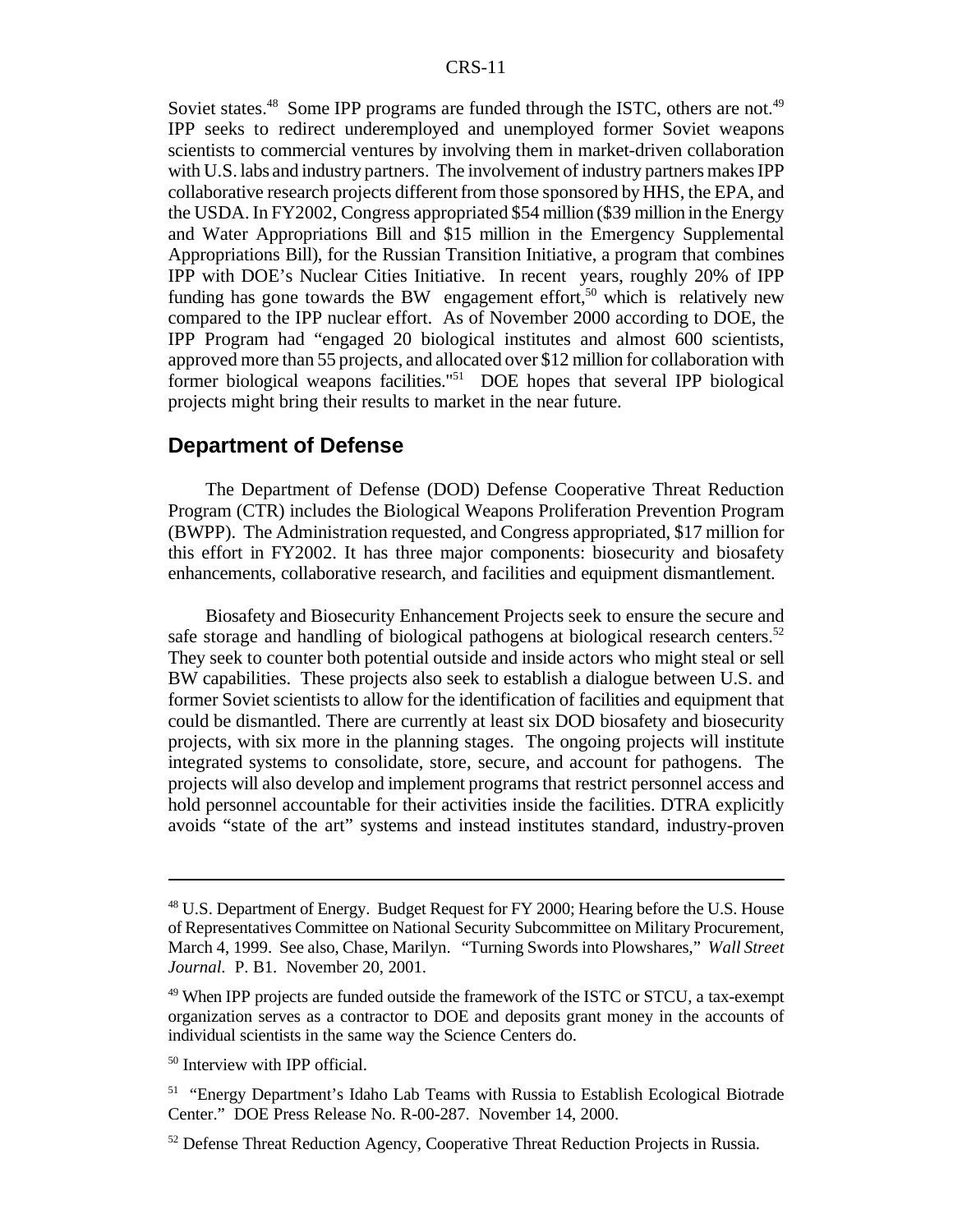Soviet states.[48] Some IPP programs are funded through the ISTC, others are not.[49] IPP seeks to redirect underemployed and unemployed former Soviet weapons scientists to commercial ventures by involving them in market-driven collaboration with U.S. labs and industry partners. The involvement of industry partners makes IPP collaborative research projects different from those sponsored by HHS, the EPA, and the USDA. In FY2002, Congress appropriated $54 million ($39 million in the Energy and Water Appropriations Bill and $15 million in the Emergency Supplemental Appropriations Bill), for the Russian Transition Initiative, a program that combines IPP with DOE's Nuclear Cities Initiative. In recent years, roughly 20% of IPP funding has gone towards the BW engagement effort,[50] which is relatively new compared to the IPP nuclear effort. As of November 2000 according to DOE, the IPP Program had "engaged 20 biological institutes and almost 600 scientists, approved more than 55 projects, and allocated over $12 million for collaboration with former biological weapons facilities."[51] DOE hopes that several IPP biological projects might bring their results to market in the near future.

## Department of Defense

The Department of Defense (DOD) Defense Cooperative Threat Reduction Program (CTR) includes the Biological Weapons Proliferation Prevention Program (BWPP). The Administration requested, and Congress appropriated, $17 million for this effort in FY2002. It has three major components: biosecurity and biosafety enhancements, collaborative research, and facilities and equipment dismantlement.

Biosafety and Biosecurity Enhancement Projects seek to ensure the secure and safe storage and handling of biological pathogens at biological research centers.[52] They seek to counter both potential outside and inside actors who might steal or sell BW capabilities. These projects also seek to establish a dialogue between U.S. and former Soviet scientists to allow for the identification of facilities and equipment that could be dismantled. There are currently at least six DOD biosafety and biosecurity projects, with six more in the planning stages. The ongoing projects will institute integrated systems to consolidate, store, secure, and account for pathogens. The projects will also develop and implement programs that restrict personnel access and hold personnel accountable for their activities inside the facilities. DTRA explicitly avoids "state of the art" systems and instead institutes standard, industry-proven

---

[48] U.S. Department of Energy. Budget Request for FY 2000; Hearing before the U.S. House of Representatives Committee on National Security Subcommittee on Military Procurement, March 4, 1999. See also, Chase, Marilyn. "Turning Swords into Plowshares," *Wall Street Journal*. P. B1. November 20, 2001.

[49] When IPP projects are funded outside the framework of the ISTC or STCU, a tax-exempt organization serves as a contractor to DOE and deposits grant money in the accounts of individual scientists in the same way the Science Centers do.

[50] Interview with IPP official.

[51] "Energy Department's Idaho Lab Teams with Russia to Establish Ecological Biotrade Center." DOE Press Release No. R-00-287. November 14, 2000.

[52] Defense Threat Reduction Agency, Cooperative Threat Reduction Projects in Russia.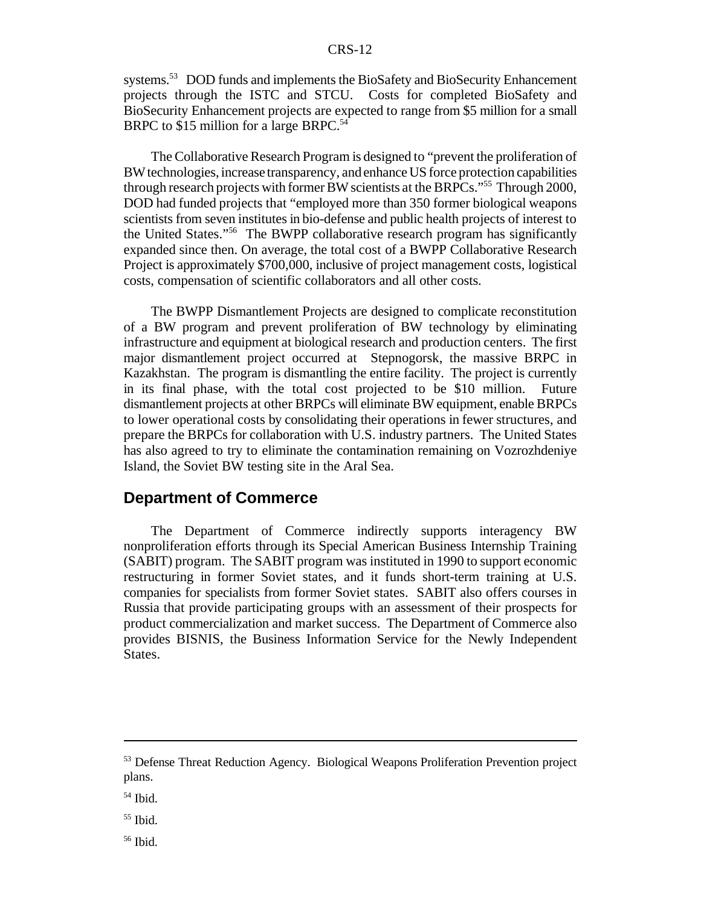systems.[53] DOD funds and implements the BioSafety and BioSecurity Enhancement projects through the ISTC and STCU. Costs for completed BioSafety and BioSecurity Enhancement projects are expected to range from $5 million for a small BRPC to $15 million for a large BRPC.[54]

The Collaborative Research Program is designed to "prevent the proliferation of BW technologies, increase transparency, and enhance US force protection capabilities through research projects with former BW scientists at the BRPCs."[55] Through 2000, DOD had funded projects that "employed more than 350 former biological weapons scientists from seven institutes in bio-defense and public health projects of interest to the United States."[56] The BWPP collaborative research program has significantly expanded since then. On average, the total cost of a BWPP Collaborative Research Project is approximately $700,000, inclusive of project management costs, logistical costs, compensation of scientific collaborators and all other costs.

The BWPP Dismantlement Projects are designed to complicate reconstitution of a BW program and prevent proliferation of BW technology by eliminating infrastructure and equipment at biological research and production centers. The first major dismantlement project occurred at Stepnogorsk, the massive BRPC in Kazakhstan. The program is dismantling the entire facility. The project is currently in its final phase, with the total cost projected to be $10 million. Future dismantlement projects at other BRPCs will eliminate BW equipment, enable BRPCs to lower operational costs by consolidating their operations in fewer structures, and prepare the BRPCs for collaboration with U.S. industry partners. The United States has also agreed to try to eliminate the contamination remaining on Vozrozhdeniye Island, the Soviet BW testing site in the Aral Sea.

## Department of Commerce

The Department of Commerce indirectly supports interagency BW nonproliferation efforts through its Special American Business Internship Training (SABIT) program. The SABIT program was instituted in 1990 to support economic restructuring in former Soviet states, and it funds short-term training at U.S. companies for specialists from former Soviet states. SABIT also offers courses in Russia that provide participating groups with an assessment of their prospects for product commercialization and market success. The Department of Commerce also provides BISNIS, the Business Information Service for the Newly Independent States.

---

[53] Defense Threat Reduction Agency. Biological Weapons Proliferation Prevention project plans.

[54] Ibid.

[55] Ibid.

[56] Ibid.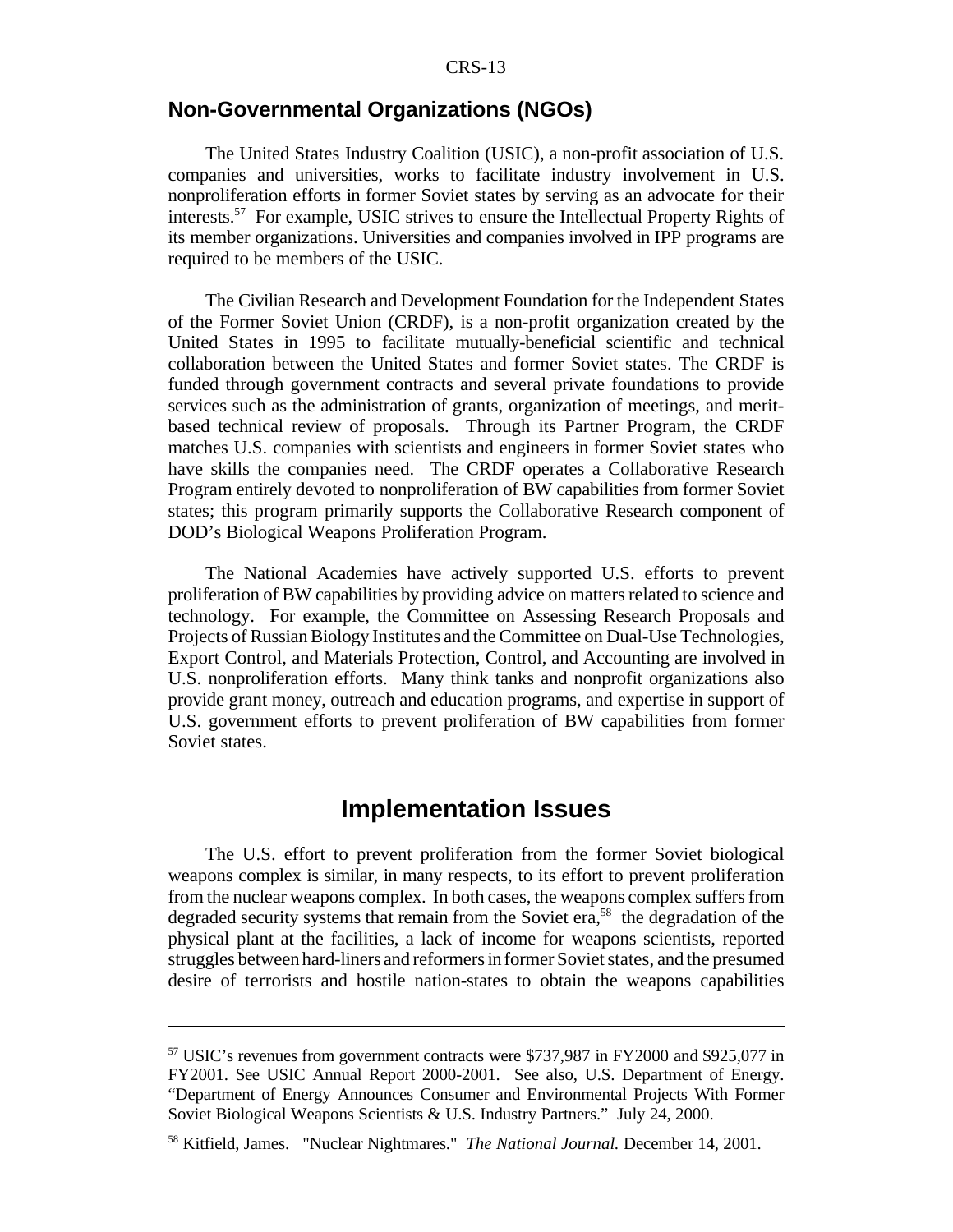## Non-Governmental Organizations (NGOs)

The United States Industry Coalition (USIC), a non-profit association of U.S. companies and universities, works to facilitate industry involvement in U.S. nonproliferation efforts in former Soviet states by serving as an advocate for their interests.[57] For example, USIC strives to ensure the Intellectual Property Rights of its member organizations. Universities and companies involved in IPP programs are required to be members of the USIC.

The Civilian Research and Development Foundation for the Independent States of the Former Soviet Union (CRDF), is a non-profit organization created by the United States in 1995 to facilitate mutually-beneficial scientific and technical collaboration between the United States and former Soviet states. The CRDF is funded through government contracts and several private foundations to provide services such as the administration of grants, organization of meetings, and merit-based technical review of proposals. Through its Partner Program, the CRDF matches U.S. companies with scientists and engineers in former Soviet states who have skills the companies need. The CRDF operates a Collaborative Research Program entirely devoted to nonproliferation of BW capabilities from former Soviet states; this program primarily supports the Collaborative Research component of DOD's Biological Weapons Proliferation Program.

The National Academies have actively supported U.S. efforts to prevent proliferation of BW capabilities by providing advice on matters related to science and technology. For example, the Committee on Assessing Research Proposals and Projects of Russian Biology Institutes and the Committee on Dual-Use Technologies, Export Control, and Materials Protection, Control, and Accounting are involved in U.S. nonproliferation efforts. Many think tanks and nonprofit organizations also provide grant money, outreach and education programs, and expertise in support of U.S. government efforts to prevent proliferation of BW capabilities from former Soviet states.

# Implementation Issues

The U.S. effort to prevent proliferation from the former Soviet biological weapons complex is similar, in many respects, to its effort to prevent proliferation from the nuclear weapons complex. In both cases, the weapons complex suffers from degraded security systems that remain from the Soviet era,[58] the degradation of the physical plant at the facilities, a lack of income for weapons scientists, reported struggles between hard-liners and reformers in former Soviet states, and the presumed desire of terrorists and hostile nation-states to obtain the weapons capabilities

---

[57] USIC's revenues from government contracts were $737,987 in FY2000 and $925,077 in FY2001. See USIC Annual Report 2000-2001. See also, U.S. Department of Energy. "Department of Energy Announces Consumer and Environmental Projects With Former Soviet Biological Weapons Scientists & U.S. Industry Partners." July 24, 2000.

[58] Kitfield, James. "Nuclear Nightmares." *The National Journal.* December 14, 2001.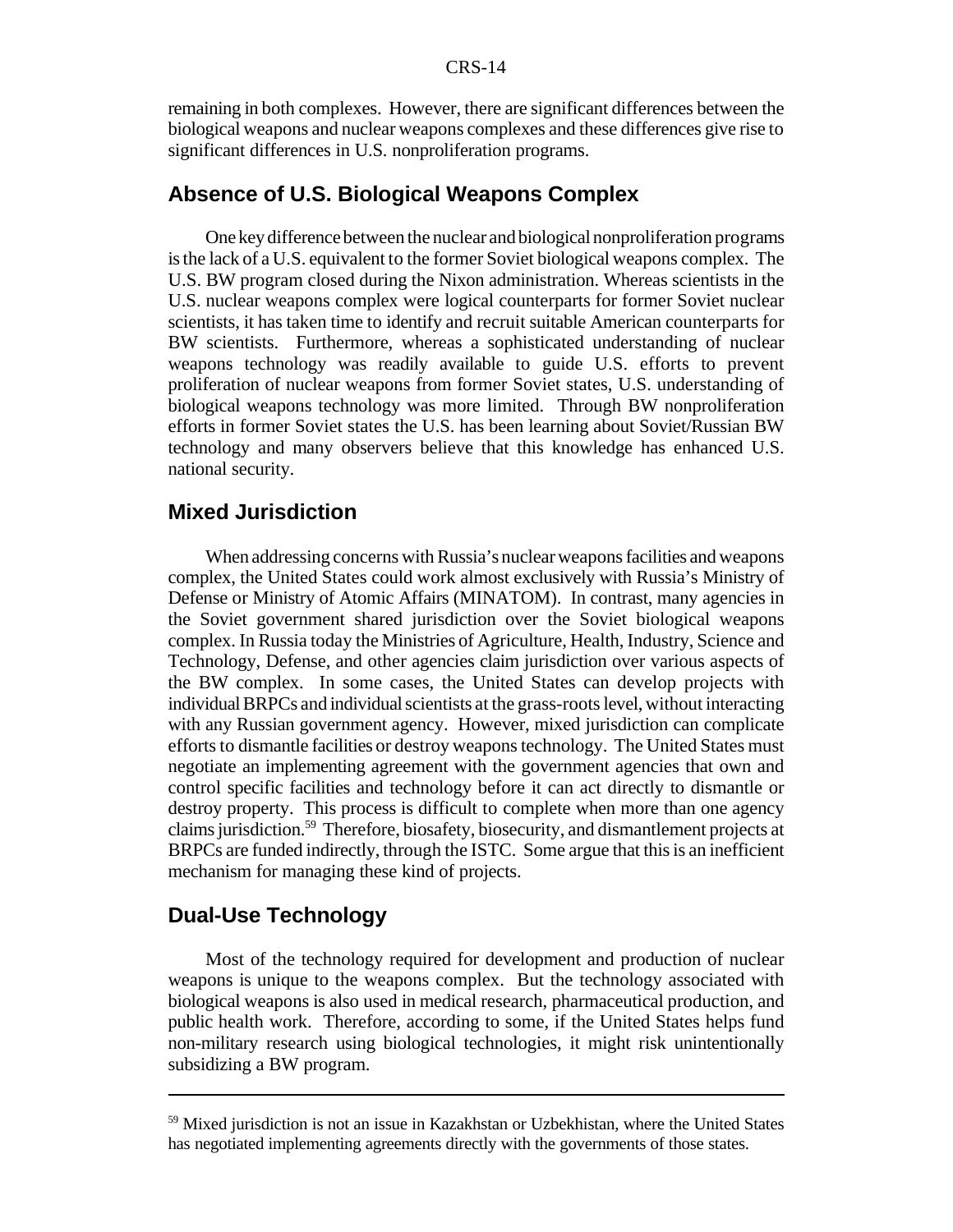remaining in both complexes. However, there are significant differences between the biological weapons and nuclear weapons complexes and these differences give rise to significant differences in U.S. nonproliferation programs.

## Absence of U.S. Biological Weapons Complex

One key difference between the nuclear and biological nonproliferation programs is the lack of a U.S. equivalent to the former Soviet biological weapons complex. The U.S. BW program closed during the Nixon administration. Whereas scientists in the U.S. nuclear weapons complex were logical counterparts for former Soviet nuclear scientists, it has taken time to identify and recruit suitable American counterparts for BW scientists. Furthermore, whereas a sophisticated understanding of nuclear weapons technology was readily available to guide U.S. efforts to prevent proliferation of nuclear weapons from former Soviet states, U.S. understanding of biological weapons technology was more limited. Through BW nonproliferation efforts in former Soviet states the U.S. has been learning about Soviet/Russian BW technology and many observers believe that this knowledge has enhanced U.S. national security.

## Mixed Jurisdiction

When addressing concerns with Russia's nuclear weapons facilities and weapons complex, the United States could work almost exclusively with Russia's Ministry of Defense or Ministry of Atomic Affairs (MINATOM). In contrast, many agencies in the Soviet government shared jurisdiction over the Soviet biological weapons complex. In Russia today the Ministries of Agriculture, Health, Industry, Science and Technology, Defense, and other agencies claim jurisdiction over various aspects of the BW complex. In some cases, the United States can develop projects with individual BRPCs and individual scientists at the grass-roots level, without interacting with any Russian government agency. However, mixed jurisdiction can complicate efforts to dismantle facilities or destroy weapons technology. The United States must negotiate an implementing agreement with the government agencies that own and control specific facilities and technology before it can act directly to dismantle or destroy property. This process is difficult to complete when more than one agency claims jurisdiction.[59] Therefore, biosafety, biosecurity, and dismantlement projects at BRPCs are funded indirectly, through the ISTC. Some argue that this is an inefficient mechanism for managing these kind of projects.

## Dual-Use Technology

Most of the technology required for development and production of nuclear weapons is unique to the weapons complex. But the technology associated with biological weapons is also used in medical research, pharmaceutical production, and public health work. Therefore, according to some, if the United States helps fund non-military research using biological technologies, it might risk unintentionally subsidizing a BW program.

---

[59] Mixed jurisdiction is not an issue in Kazakhstan or Uzbekhistan, where the United States has negotiated implementing agreements directly with the governments of those states.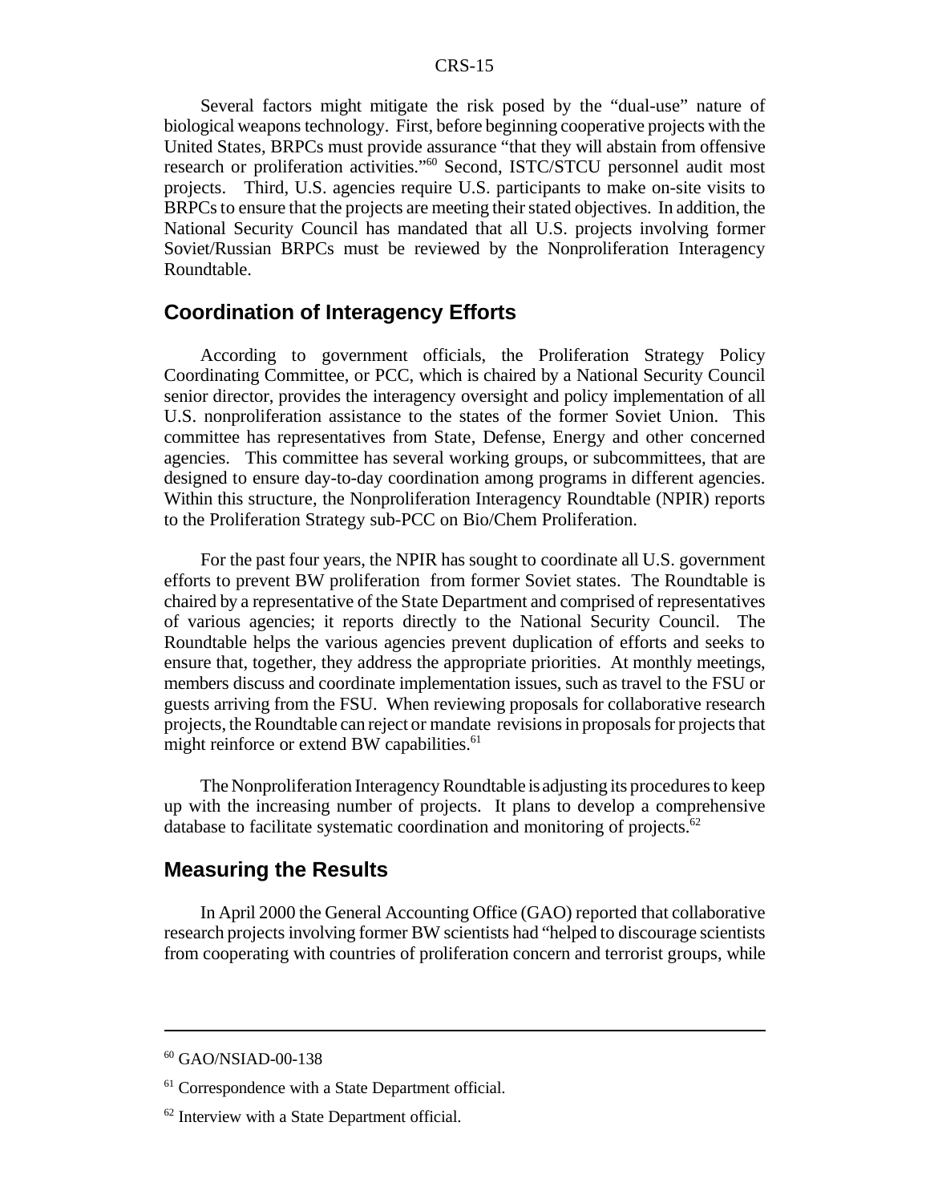Several factors might mitigate the risk posed by the "dual-use" nature of biological weapons technology. First, before beginning cooperative projects with the United States, BRPCs must provide assurance "that they will abstain from offensive research or proliferation activities."[60] Second, ISTC/STCU personnel audit most projects. Third, U.S. agencies require U.S. participants to make on-site visits to BRPCs to ensure that the projects are meeting their stated objectives. In addition, the National Security Council has mandated that all U.S. projects involving former Soviet/Russian BRPCs must be reviewed by the Nonproliferation Interagency Roundtable.

## Coordination of Interagency Efforts

According to government officials, the Proliferation Strategy Policy Coordinating Committee, or PCC, which is chaired by a National Security Council senior director, provides the interagency oversight and policy implementation of all U.S. nonproliferation assistance to the states of the former Soviet Union. This committee has representatives from State, Defense, Energy and other concerned agencies. This committee has several working groups, or subcommittees, that are designed to ensure day-to-day coordination among programs in different agencies. Within this structure, the Nonproliferation Interagency Roundtable (NPIR) reports to the Proliferation Strategy sub-PCC on Bio/Chem Proliferation.

For the past four years, the NPIR has sought to coordinate all U.S. government efforts to prevent BW proliferation from former Soviet states. The Roundtable is chaired by a representative of the State Department and comprised of representatives of various agencies; it reports directly to the National Security Council. The Roundtable helps the various agencies prevent duplication of efforts and seeks to ensure that, together, they address the appropriate priorities. At monthly meetings, members discuss and coordinate implementation issues, such as travel to the FSU or guests arriving from the FSU. When reviewing proposals for collaborative research projects, the Roundtable can reject or mandate revisions in proposals for projects that might reinforce or extend BW capabilities.[61]

The Nonproliferation Interagency Roundtable is adjusting its procedures to keep up with the increasing number of projects. It plans to develop a comprehensive database to facilitate systematic coordination and monitoring of projects.[62]

## Measuring the Results

In April 2000 the General Accounting Office (GAO) reported that collaborative research projects involving former BW scientists had "helped to discourage scientists from cooperating with countries of proliferation concern and terrorist groups, while

---

[60] GAO/NSIAD-00-138

[61] Correspondence with a State Department official.

[62] Interview with a State Department official.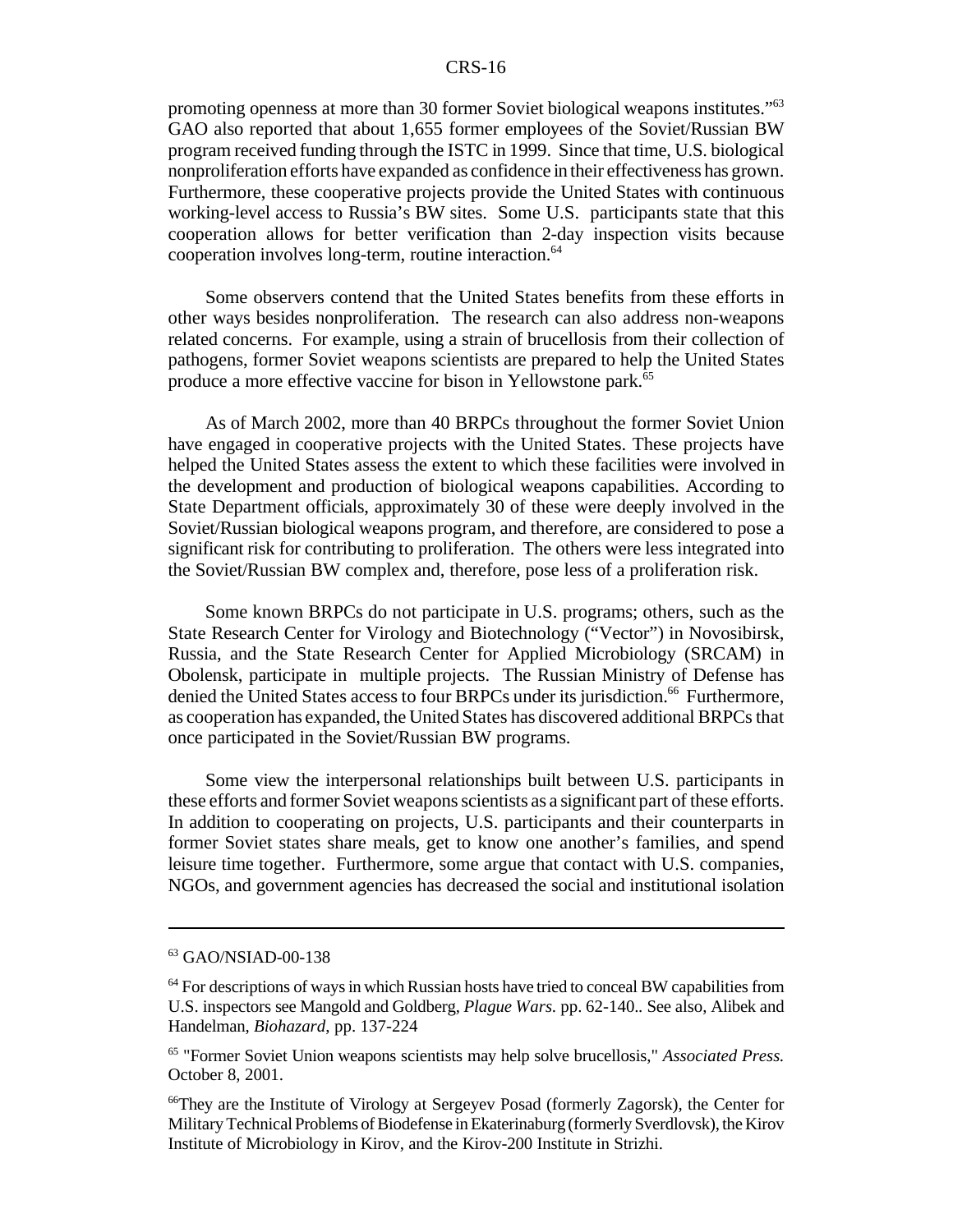promoting openness at more than 30 former Soviet biological weapons institutes."[63] GAO also reported that about 1,655 former employees of the Soviet/Russian BW program received funding through the ISTC in 1999. Since that time, U.S. biological nonproliferation efforts have expanded as confidence in their effectiveness has grown. Furthermore, these cooperative projects provide the United States with continuous working-level access to Russia's BW sites. Some U.S. participants state that this cooperation allows for better verification than 2-day inspection visits because cooperation involves long-term, routine interaction.[64]

Some observers contend that the United States benefits from these efforts in other ways besides nonproliferation. The research can also address non-weapons related concerns. For example, using a strain of brucellosis from their collection of pathogens, former Soviet weapons scientists are prepared to help the United States produce a more effective vaccine for bison in Yellowstone park.[65]

As of March 2002, more than 40 BRPCs throughout the former Soviet Union have engaged in cooperative projects with the United States. These projects have helped the United States assess the extent to which these facilities were involved in the development and production of biological weapons capabilities. According to State Department officials, approximately 30 of these were deeply involved in the Soviet/Russian biological weapons program, and therefore, are considered to pose a significant risk for contributing to proliferation. The others were less integrated into the Soviet/Russian BW complex and, therefore, pose less of a proliferation risk.

Some known BRPCs do not participate in U.S. programs; others, such as the State Research Center for Virology and Biotechnology ("Vector") in Novosibirsk, Russia, and the State Research Center for Applied Microbiology (SRCAM) in Obolensk, participate in multiple projects. The Russian Ministry of Defense has denied the United States access to four BRPCs under its jurisdiction.[66] Furthermore, as cooperation has expanded, the United States has discovered additional BRPCs that once participated in the Soviet/Russian BW programs.

Some view the interpersonal relationships built between U.S. participants in these efforts and former Soviet weapons scientists as a significant part of these efforts. In addition to cooperating on projects, U.S. participants and their counterparts in former Soviet states share meals, get to know one another's families, and spend leisure time together. Furthermore, some argue that contact with U.S. companies, NGOs, and government agencies has decreased the social and institutional isolation

---

[63] GAO/NSIAD-00-138

[64] For descriptions of ways in which Russian hosts have tried to conceal BW capabilities from U.S. inspectors see Mangold and Goldberg, *Plague Wars.* pp. 62-140.. See also, Alibek and Handelman, *Biohazard*, pp. 137-224

[65] "Former Soviet Union weapons scientists may help solve brucellosis," *Associated Press.* October 8, 2001.

[66] They are the Institute of Virology at Sergeyev Posad (formerly Zagorsk), the Center for Military Technical Problems of Biodefense in Ekaterinaburg (formerly Sverdlovsk), the Kirov Institute of Microbiology in Kirov, and the Kirov-200 Institute in Strizhi.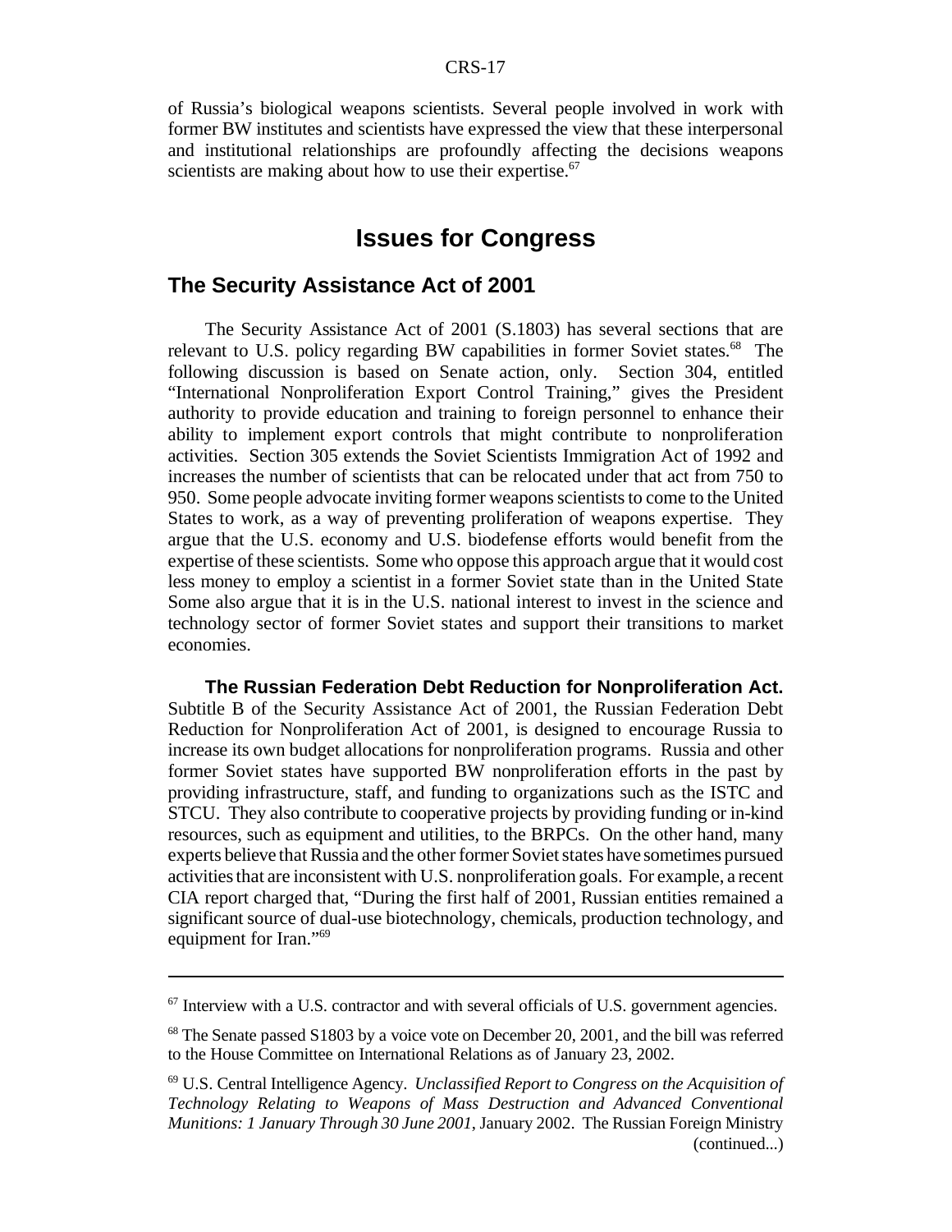of Russia's biological weapons scientists. Several people involved in work with former BW institutes and scientists have expressed the view that these interpersonal and institutional relationships are profoundly affecting the decisions weapons scientists are making about how to use their expertise.[67]

# Issues for Congress

## The Security Assistance Act of 2001

The Security Assistance Act of 2001 (S.1803) has several sections that are relevant to U.S. policy regarding BW capabilities in former Soviet states.[68] The following discussion is based on Senate action, only. Section 304, entitled "International Nonproliferation Export Control Training," gives the President authority to provide education and training to foreign personnel to enhance their ability to implement export controls that might contribute to nonproliferation activities. Section 305 extends the Soviet Scientists Immigration Act of 1992 and increases the number of scientists that can be relocated under that act from 750 to 950. Some people advocate inviting former weapons scientists to come to the United States to work, as a way of preventing proliferation of weapons expertise. They argue that the U.S. economy and U.S. biodefense efforts would benefit from the expertise of these scientists. Some who oppose this approach argue that it would cost less money to employ a scientist in a former Soviet state than in the United State Some also argue that it is in the U.S. national interest to invest in the science and technology sector of former Soviet states and support their transitions to market economies.

**The Russian Federation Debt Reduction for Nonproliferation Act.** Subtitle B of the Security Assistance Act of 2001, the Russian Federation Debt Reduction for Nonproliferation Act of 2001, is designed to encourage Russia to increase its own budget allocations for nonproliferation programs. Russia and other former Soviet states have supported BW nonproliferation efforts in the past by providing infrastructure, staff, and funding to organizations such as the ISTC and STCU. They also contribute to cooperative projects by providing funding or in-kind resources, such as equipment and utilities, to the BRPCs. On the other hand, many experts believe that Russia and the other former Soviet states have sometimes pursued activities that are inconsistent with U.S. nonproliferation goals. For example, a recent CIA report charged that, "During the first half of 2001, Russian entities remained a significant source of dual-use biotechnology, chemicals, production technology, and equipment for Iran."[69]

---

[67] Interview with a U.S. contractor and with several officials of U.S. government agencies.

[68] The Senate passed S1803 by a voice vote on December 20, 2001, and the bill was referred to the House Committee on International Relations as of January 23, 2002.

[69] U.S. Central Intelligence Agency. *Unclassified Report to Congress on the Acquisition of Technology Relating to Weapons of Mass Destruction and Advanced Conventional Munitions: 1 January Through 30 June 2001*, January 2002. The Russian Foreign Ministry (continued...)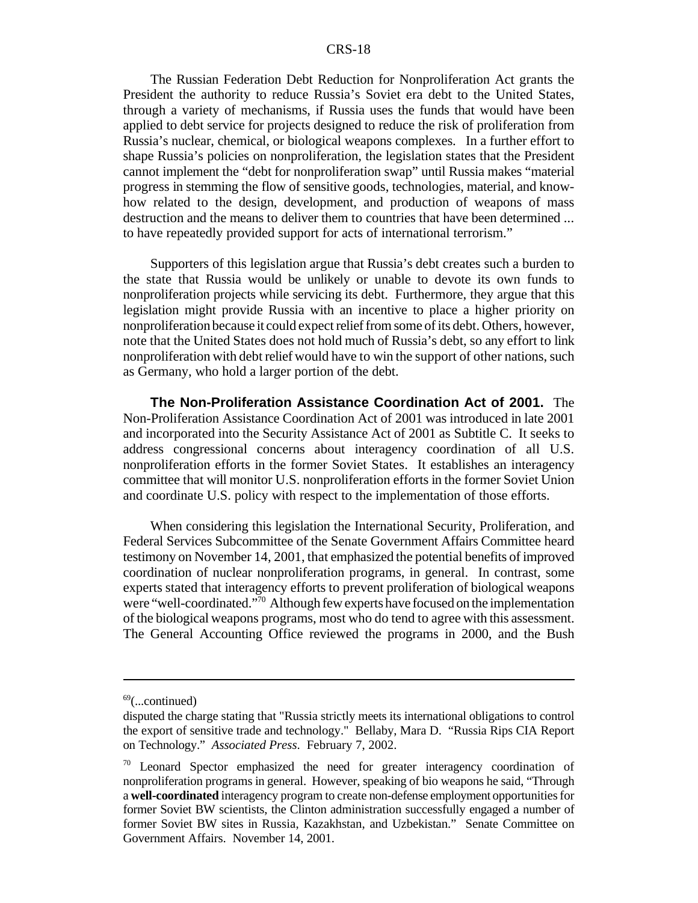The Russian Federation Debt Reduction for Nonproliferation Act grants the President the authority to reduce Russia's Soviet era debt to the United States, through a variety of mechanisms, if Russia uses the funds that would have been applied to debt service for projects designed to reduce the risk of proliferation from Russia's nuclear, chemical, or biological weapons complexes. In a further effort to shape Russia's policies on nonproliferation, the legislation states that the President cannot implement the "debt for nonproliferation swap" until Russia makes "material progress in stemming the flow of sensitive goods, technologies, material, and know-how related to the design, development, and production of weapons of mass destruction and the means to deliver them to countries that have been determined ... to have repeatedly provided support for acts of international terrorism."

Supporters of this legislation argue that Russia's debt creates such a burden to the state that Russia would be unlikely or unable to devote its own funds to nonproliferation projects while servicing its debt. Furthermore, they argue that this legislation might provide Russia with an incentive to place a higher priority on nonproliferation because it could expect relief from some of its debt. Others, however, note that the United States does not hold much of Russia's debt, so any effort to link nonproliferation with debt relief would have to win the support of other nations, such as Germany, who hold a larger portion of the debt.

**The Non-Proliferation Assistance Coordination Act of 2001.** The Non-Proliferation Assistance Coordination Act of 2001 was introduced in late 2001 and incorporated into the Security Assistance Act of 2001 as Subtitle C. It seeks to address congressional concerns about interagency coordination of all U.S. nonproliferation efforts in the former Soviet States. It establishes an interagency committee that will monitor U.S. nonproliferation efforts in the former Soviet Union and coordinate U.S. policy with respect to the implementation of those efforts.

When considering this legislation the International Security, Proliferation, and Federal Services Subcommittee of the Senate Government Affairs Committee heard testimony on November 14, 2001, that emphasized the potential benefits of improved coordination of nuclear nonproliferation programs, in general. In contrast, some experts stated that interagency efforts to prevent proliferation of biological weapons were "well-coordinated."[70] Although few experts have focused on the implementation of the biological weapons programs, most who do tend to agree with this assessment. The General Accounting Office reviewed the programs in 2000, and the Bush

---

[69](...continued)

disputed the charge stating that "Russia strictly meets its international obligations to control the export of sensitive trade and technology." Bellaby, Mara D. "Russia Rips CIA Report on Technology." *Associated Press*. February 7, 2002.

[70] Leonard Spector emphasized the need for greater interagency coordination of nonproliferation programs in general. However, speaking of bio weapons he said, "Through a **well-coordinated** interagency program to create non-defense employment opportunities for former Soviet BW scientists, the Clinton administration successfully engaged a number of former Soviet BW sites in Russia, Kazakhstan, and Uzbekistan." Senate Committee on Government Affairs. November 14, 2001.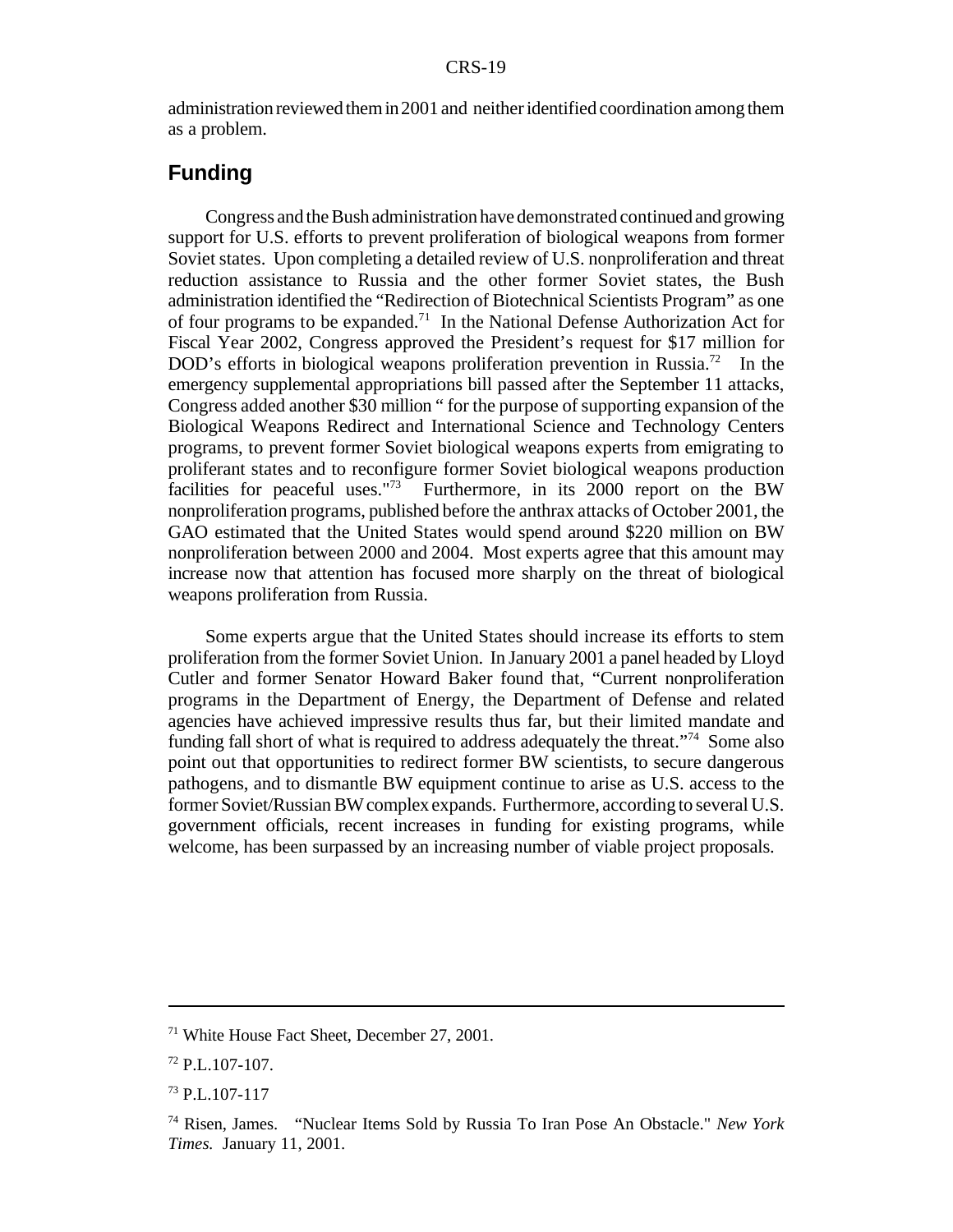administration reviewed them in 2001 and neither identified coordination among them as a problem.

## Funding

Congress and the Bush administration have demonstrated continued and growing support for U.S. efforts to prevent proliferation of biological weapons from former Soviet states. Upon completing a detailed review of U.S. nonproliferation and threat reduction assistance to Russia and the other former Soviet states, the Bush administration identified the "Redirection of Biotechnical Scientists Program" as one of four programs to be expanded.[71] In the National Defense Authorization Act for Fiscal Year 2002, Congress approved the President's request for $17 million for DOD's efforts in biological weapons proliferation prevention in Russia.[72] In the emergency supplemental appropriations bill passed after the September 11 attacks, Congress added another $30 million " for the purpose of supporting expansion of the Biological Weapons Redirect and International Science and Technology Centers programs, to prevent former Soviet biological weapons experts from emigrating to proliferant states and to reconfigure former Soviet biological weapons production facilities for peaceful uses."[73] Furthermore, in its 2000 report on the BW nonproliferation programs, published before the anthrax attacks of October 2001, the GAO estimated that the United States would spend around $220 million on BW nonproliferation between 2000 and 2004. Most experts agree that this amount may increase now that attention has focused more sharply on the threat of biological weapons proliferation from Russia.

Some experts argue that the United States should increase its efforts to stem proliferation from the former Soviet Union. In January 2001 a panel headed by Lloyd Cutler and former Senator Howard Baker found that, "Current nonproliferation programs in the Department of Energy, the Department of Defense and related agencies have achieved impressive results thus far, but their limited mandate and funding fall short of what is required to address adequately the threat."[74] Some also point out that opportunities to redirect former BW scientists, to secure dangerous pathogens, and to dismantle BW equipment continue to arise as U.S. access to the former Soviet/Russian BW complex expands. Furthermore, according to several U.S. government officials, recent increases in funding for existing programs, while welcome, has been surpassed by an increasing number of viable project proposals.

---

[71] White House Fact Sheet, December 27, 2001.

[72] P.L.107-107.

[73] P.L.107-117

[74] Risen, James. "Nuclear Items Sold by Russia To Iran Pose An Obstacle." *New York Times.* January 11, 2001.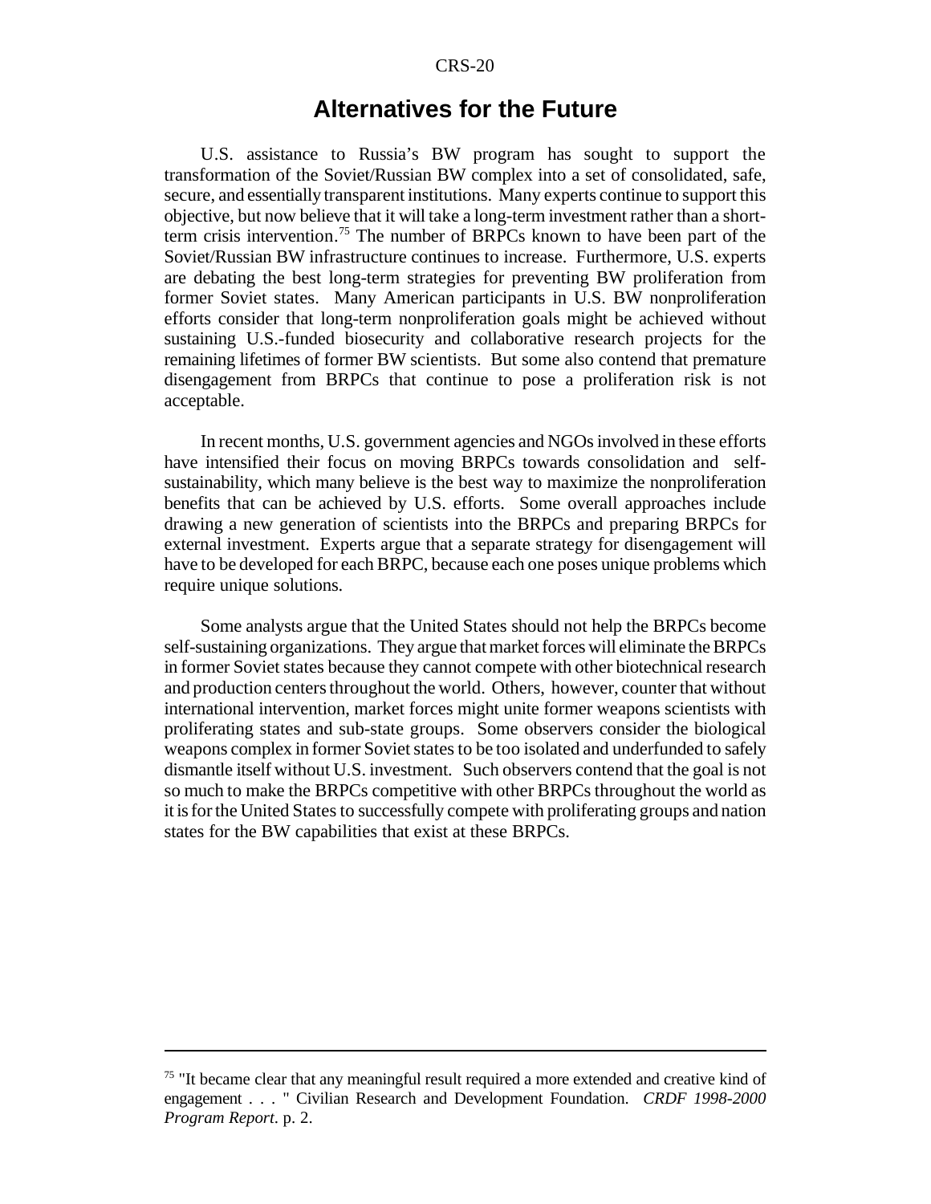## Alternatives for the Future

U.S. assistance to Russia's BW program has sought to support the transformation of the Soviet/Russian BW complex into a set of consolidated, safe, secure, and essentially transparent institutions. Many experts continue to support this objective, but now believe that it will take a long-term investment rather than a short-term crisis intervention.[75] The number of BRPCs known to have been part of the Soviet/Russian BW infrastructure continues to increase. Furthermore, U.S. experts are debating the best long-term strategies for preventing BW proliferation from former Soviet states. Many American participants in U.S. BW nonproliferation efforts consider that long-term nonproliferation goals might be achieved without sustaining U.S.-funded biosecurity and collaborative research projects for the remaining lifetimes of former BW scientists. But some also contend that premature disengagement from BRPCs that continue to pose a proliferation risk is not acceptable.

In recent months, U.S. government agencies and NGOs involved in these efforts have intensified their focus on moving BRPCs towards consolidation and self-sustainability, which many believe is the best way to maximize the nonproliferation benefits that can be achieved by U.S. efforts. Some overall approaches include drawing a new generation of scientists into the BRPCs and preparing BRPCs for external investment. Experts argue that a separate strategy for disengagement will have to be developed for each BRPC, because each one poses unique problems which require unique solutions.

Some analysts argue that the United States should not help the BRPCs become self-sustaining organizations. They argue that market forces will eliminate the BRPCs in former Soviet states because they cannot compete with other biotechnical research and production centers throughout the world. Others, however, counter that without international intervention, market forces might unite former weapons scientists with proliferating states and sub-state groups. Some observers consider the biological weapons complex in former Soviet states to be too isolated and underfunded to safely dismantle itself without U.S. investment. Such observers contend that the goal is not so much to make the BRPCs competitive with other BRPCs throughout the world as it is for the United States to successfully compete with proliferating groups and nation states for the BW capabilities that exist at these BRPCs.

---

[75] "It became clear that any meaningful result required a more extended and creative kind of engagement . . . " Civilian Research and Development Foundation. *CRDF 1998-2000 Program Report*. p. 2.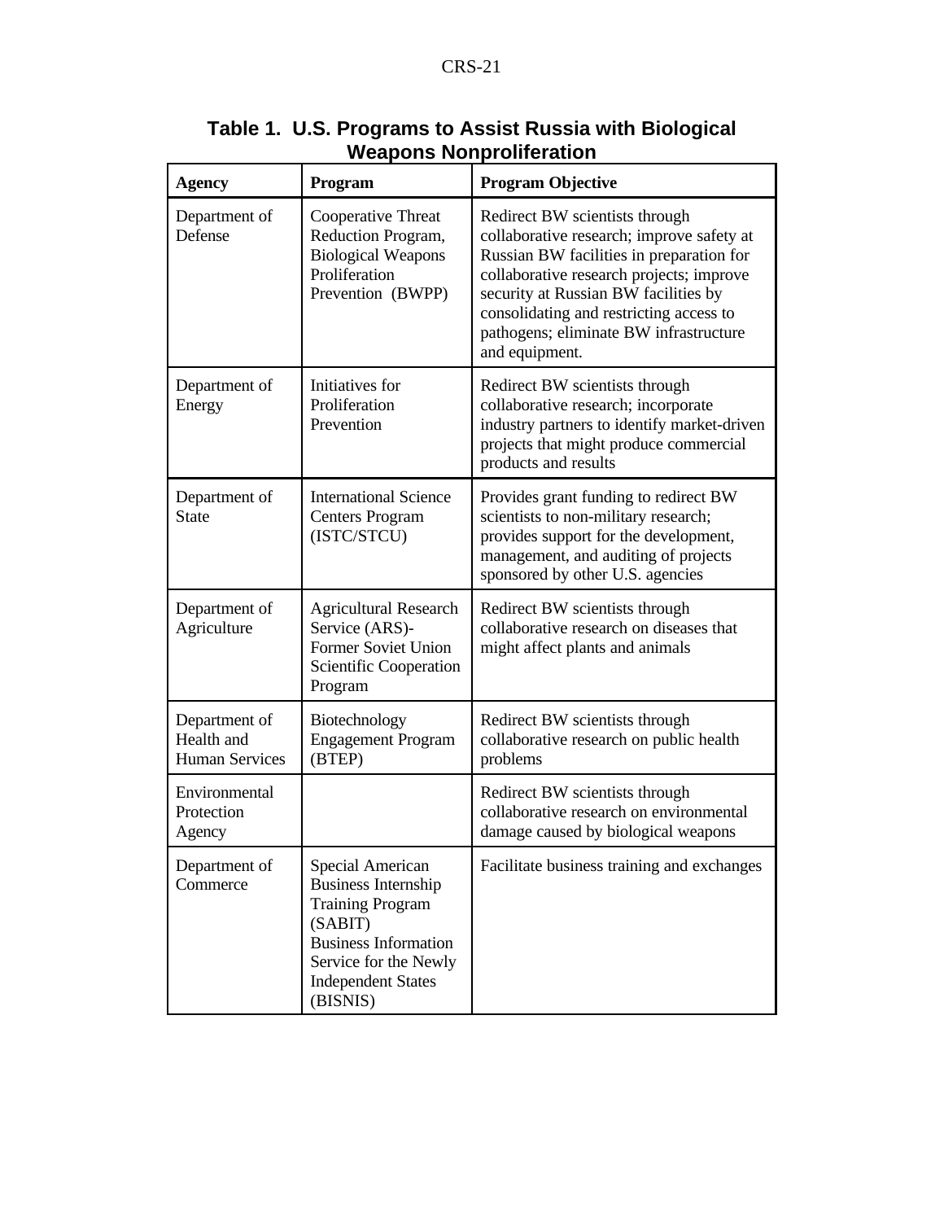**Table 1. U.S. Programs to Assist Russia with Biological Weapons Nonproliferation**

| Agency | Program | Program Objective |
|---|---|---|
| Department of Defense | Cooperative Threat Reduction Program, Biological Weapons Proliferation Prevention (BWPP) | Redirect BW scientists through collaborative research; improve safety at Russian BW facilities in preparation for collaborative research projects; improve security at Russian BW facilities by consolidating and restricting access to pathogens; eliminate BW infrastructure and equipment. |
| Department of Energy | Initiatives for Proliferation Prevention | Redirect BW scientists through collaborative research; incorporate industry partners to identify market-driven projects that might produce commercial products and results |
| Department of State | International Science Centers Program (ISTC/STCU) | Provides grant funding to redirect BW scientists to non-military research; provides support for the development, management, and auditing of projects sponsored by other U.S. agencies |
| Department of Agriculture | Agricultural Research Service (ARS)-Former Soviet Union Scientific Cooperation Program | Redirect BW scientists through collaborative research on diseases that might affect plants and animals |
| Department of Health and Human Services | Biotechnology Engagement Program (BTEP) | Redirect BW scientists through collaborative research on public health problems |
| Environmental Protection Agency | | Redirect BW scientists through collaborative research on environmental damage caused by biological weapons |
| Department of Commerce | Special American Business Internship Training Program (SABIT) Business Information Service for the Newly Independent States (BISNIS) | Facilitate business training and exchanges |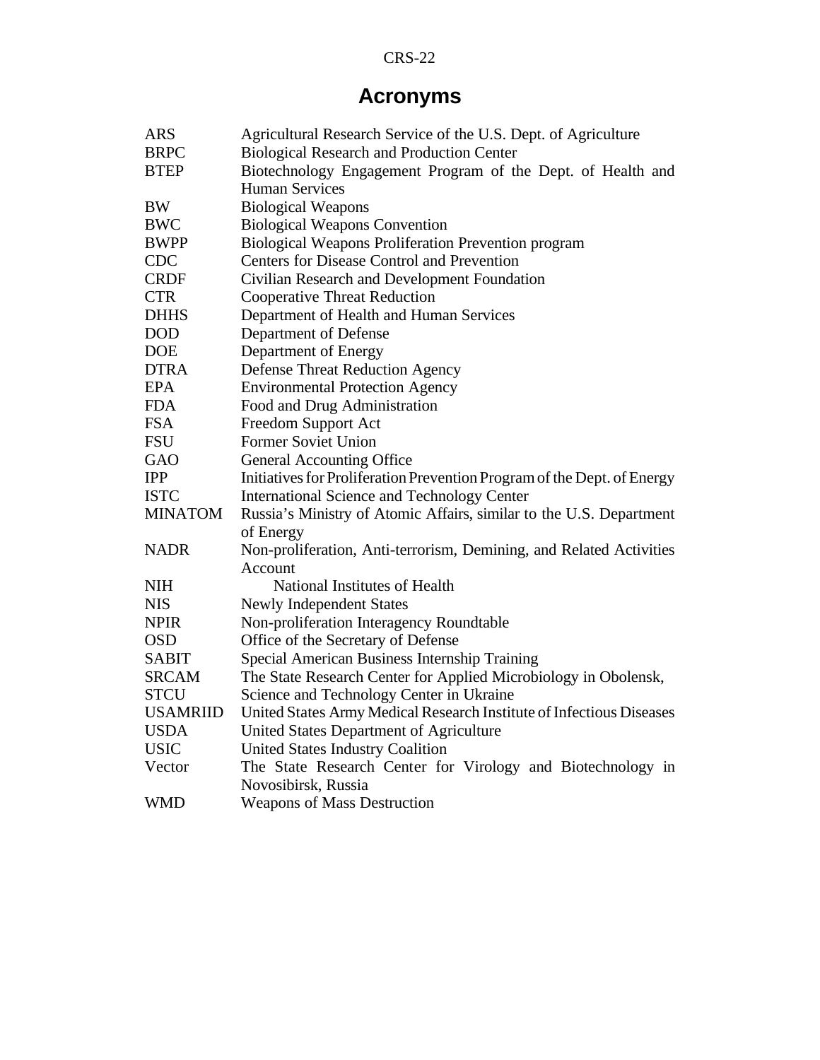# Acronyms

| | |
|---|---|
| ARS | Agricultural Research Service of the U.S. Dept. of Agriculture |
| BRPC | Biological Research and Production Center |
| BTEP | Biotechnology Engagement Program of the Dept. of Health and Human Services |
| BW | Biological Weapons |
| BWC | Biological Weapons Convention |
| BWPP | Biological Weapons Proliferation Prevention program |
| CDC | Centers for Disease Control and Prevention |
| CRDF | Civilian Research and Development Foundation |
| CTR | Cooperative Threat Reduction |
| DHHS | Department of Health and Human Services |
| DOD | Department of Defense |
| DOE | Department of Energy |
| DTRA | Defense Threat Reduction Agency |
| EPA | Environmental Protection Agency |
| FDA | Food and Drug Administration |
| FSA | Freedom Support Act |
| FSU | Former Soviet Union |
| GAO | General Accounting Office |
| IPP | Initiatives for Proliferation Prevention Program of the Dept. of Energy |
| ISTC | International Science and Technology Center |
| MINATOM | Russia's Ministry of Atomic Affairs, similar to the U.S. Department of Energy |
| NADR | Non-proliferation, Anti-terrorism, Demining, and Related Activities Account |
| NIH | National Institutes of Health |
| NIS | Newly Independent States |
| NPIR | Non-proliferation Interagency Roundtable |
| OSD | Office of the Secretary of Defense |
| SABIT | Special American Business Internship Training |
| SRCAM | The State Research Center for Applied Microbiology in Obolensk, |
| STCU | Science and Technology Center in Ukraine |
| USAMRIID | United States Army Medical Research Institute of Infectious Diseases |
| USDA | United States Department of Agriculture |
| USIC | United States Industry Coalition |
| Vector | The State Research Center for Virology and Biotechnology in Novosibirsk, Russia |
| WMD | Weapons of Mass Destruction |